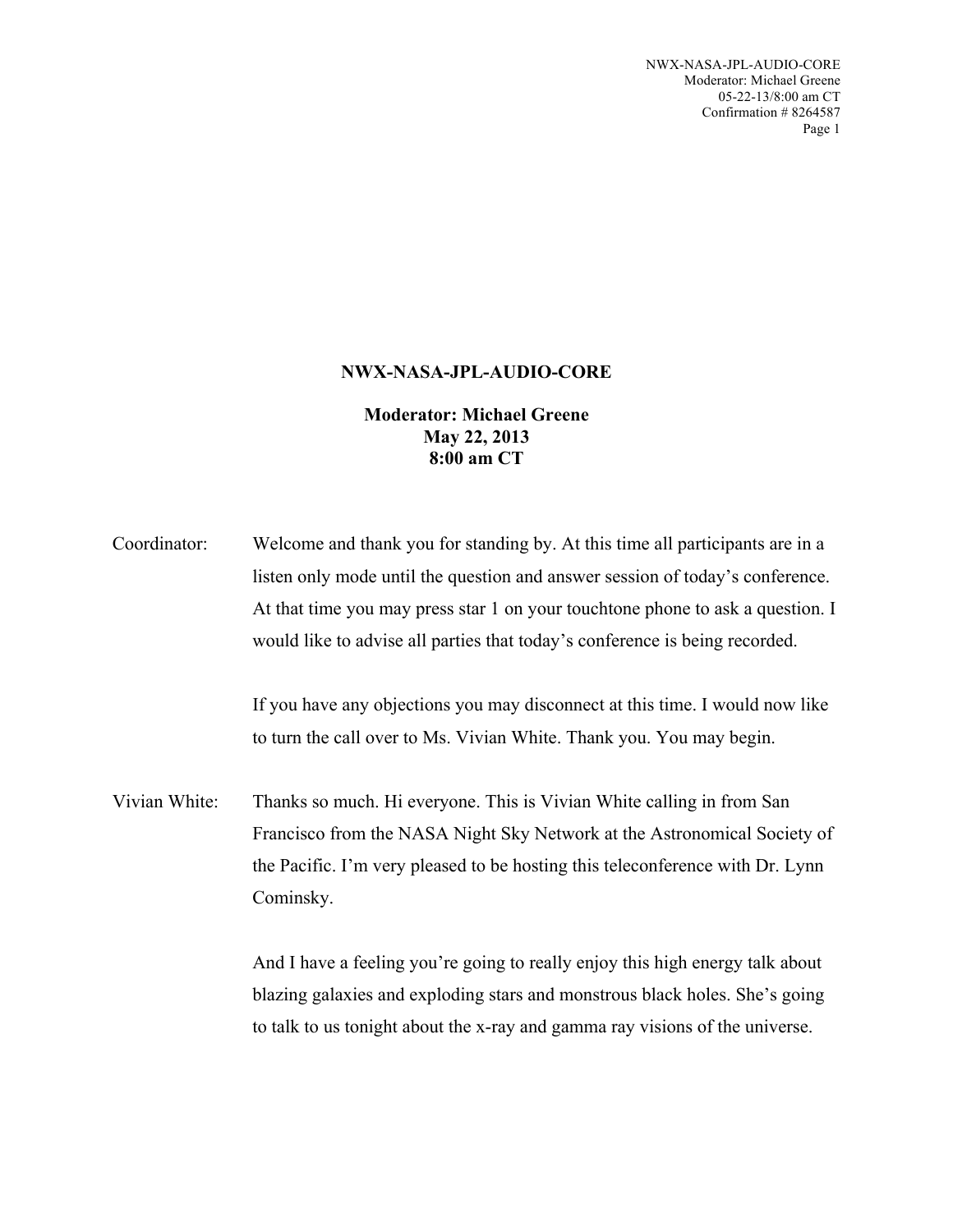# NWX-NASA-JPL-AUDIO-CORE

**Moderator: Michael Greene**
**May 22, 2013**
**8:00 am CT**

Coordinator: Welcome and thank you for standing by. At this time all participants are in a listen only mode until the question and answer session of today's conference. At that time you may press star 1 on your touchtone phone to ask a question. I would like to advise all parties that today's conference is being recorded.

If you have any objections you may disconnect at this time. I would now like to turn the call over to Ms. Vivian White. Thank you. You may begin.

Vivian White: Thanks so much. Hi everyone. This is Vivian White calling in from San Francisco from the NASA Night Sky Network at the Astronomical Society of the Pacific. I'm very pleased to be hosting this teleconference with Dr. Lynn Cominsky.

And I have a feeling you're going to really enjoy this high energy talk about blazing galaxies and exploding stars and monstrous black holes. She's going to talk to us tonight about the x-ray and gamma ray visions of the universe.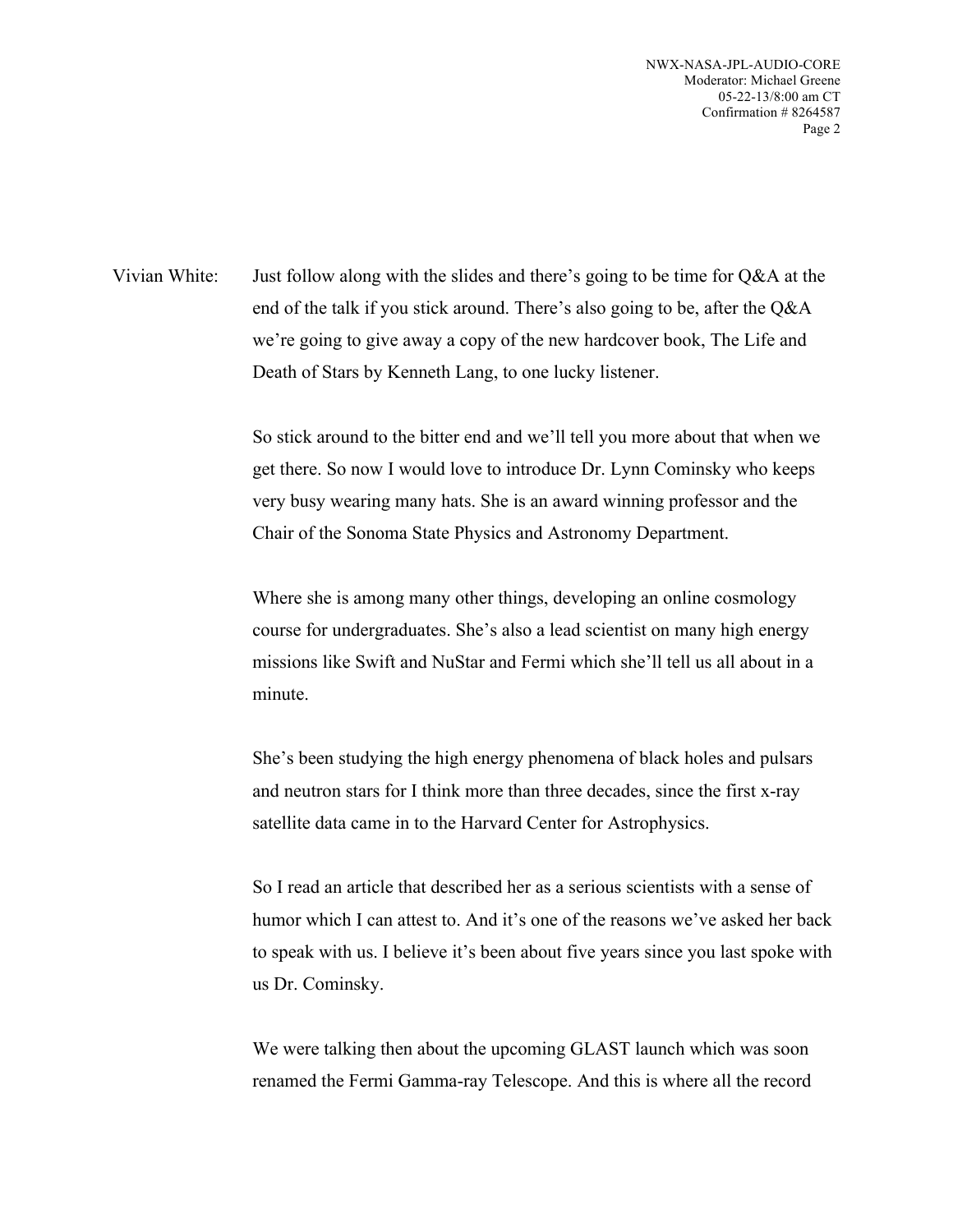Vivian White: Just follow along with the slides and there's going to be time for Q&A at the end of the talk if you stick around. There's also going to be, after the Q&A we're going to give away a copy of the new hardcover book, The Life and Death of Stars by Kenneth Lang, to one lucky listener.

So stick around to the bitter end and we'll tell you more about that when we get there. So now I would love to introduce Dr. Lynn Cominsky who keeps very busy wearing many hats. She is an award winning professor and the Chair of the Sonoma State Physics and Astronomy Department.

Where she is among many other things, developing an online cosmology course for undergraduates. She's also a lead scientist on many high energy missions like Swift and NuStar and Fermi which she'll tell us all about in a minute.

She's been studying the high energy phenomena of black holes and pulsars and neutron stars for I think more than three decades, since the first x-ray satellite data came in to the Harvard Center for Astrophysics.

So I read an article that described her as a serious scientists with a sense of humor which I can attest to. And it's one of the reasons we've asked her back to speak with us. I believe it's been about five years since you last spoke with us Dr. Cominsky.

We were talking then about the upcoming GLAST launch which was soon renamed the Fermi Gamma-ray Telescope. And this is where all the record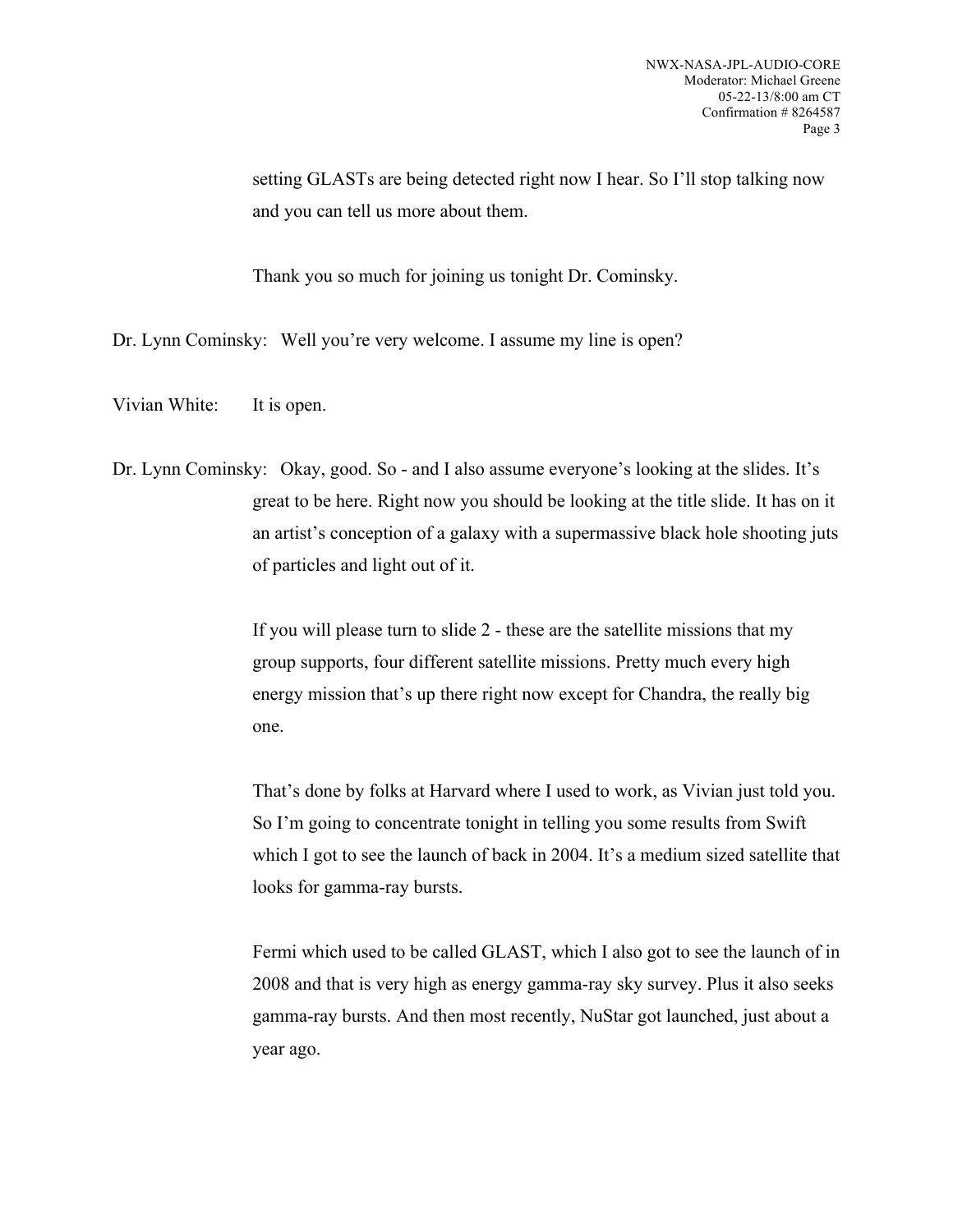setting GLASTs are being detected right now I hear. So I'll stop talking now and you can tell us more about them.

Thank you so much for joining us tonight Dr. Cominsky.

Dr. Lynn Cominsky: Well you're very welcome. I assume my line is open?

Vivian White: It is open.

Dr. Lynn Cominsky: Okay, good. So - and I also assume everyone's looking at the slides. It's great to be here. Right now you should be looking at the title slide. It has on it an artist's conception of a galaxy with a supermassive black hole shooting juts of particles and light out of it.

If you will please turn to slide 2 - these are the satellite missions that my group supports, four different satellite missions. Pretty much every high energy mission that's up there right now except for Chandra, the really big one.

That's done by folks at Harvard where I used to work, as Vivian just told you. So I'm going to concentrate tonight in telling you some results from Swift which I got to see the launch of back in 2004. It's a medium sized satellite that looks for gamma-ray bursts.

Fermi which used to be called GLAST, which I also got to see the launch of in 2008 and that is very high as energy gamma-ray sky survey. Plus it also seeks gamma-ray bursts. And then most recently, NuStar got launched, just about a year ago.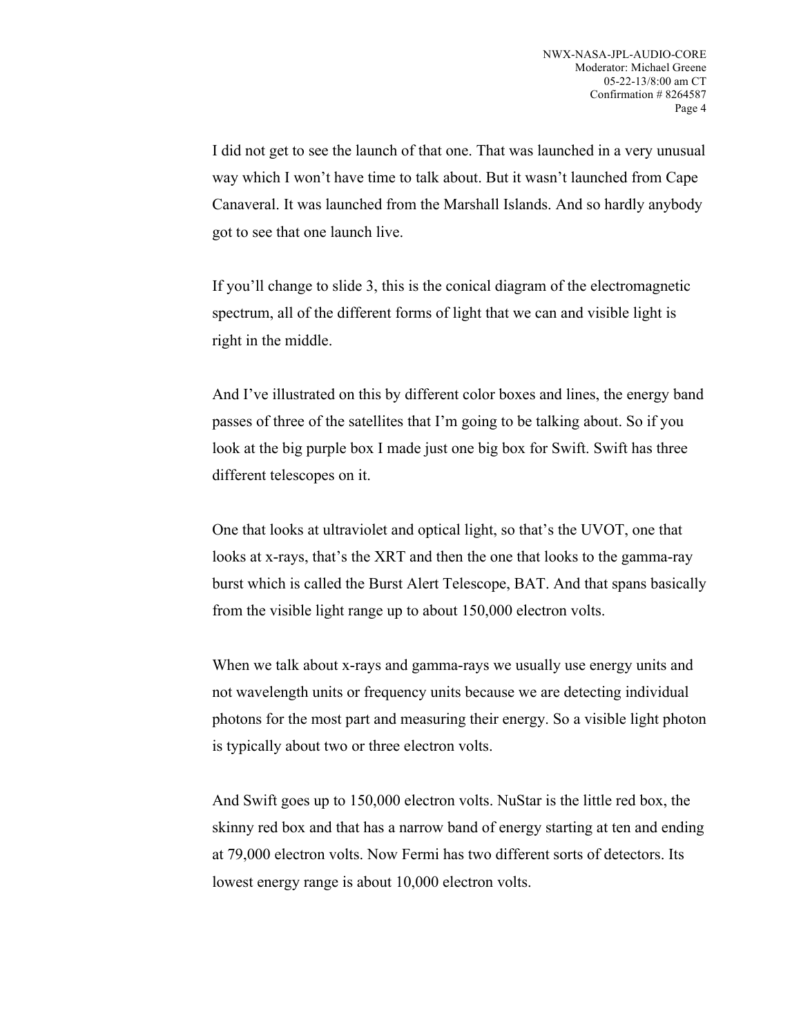I did not get to see the launch of that one. That was launched in a very unusual way which I won't have time to talk about. But it wasn't launched from Cape Canaveral. It was launched from the Marshall Islands. And so hardly anybody got to see that one launch live.

If you'll change to slide 3, this is the conical diagram of the electromagnetic spectrum, all of the different forms of light that we can and visible light is right in the middle.

And I've illustrated on this by different color boxes and lines, the energy band passes of three of the satellites that I'm going to be talking about. So if you look at the big purple box I made just one big box for Swift. Swift has three different telescopes on it.

One that looks at ultraviolet and optical light, so that's the UVOT, one that looks at x-rays, that's the XRT and then the one that looks to the gamma-ray burst which is called the Burst Alert Telescope, BAT. And that spans basically from the visible light range up to about 150,000 electron volts.

When we talk about x-rays and gamma-rays we usually use energy units and not wavelength units or frequency units because we are detecting individual photons for the most part and measuring their energy. So a visible light photon is typically about two or three electron volts.

And Swift goes up to 150,000 electron volts. NuStar is the little red box, the skinny red box and that has a narrow band of energy starting at ten and ending at 79,000 electron volts. Now Fermi has two different sorts of detectors. Its lowest energy range is about 10,000 electron volts.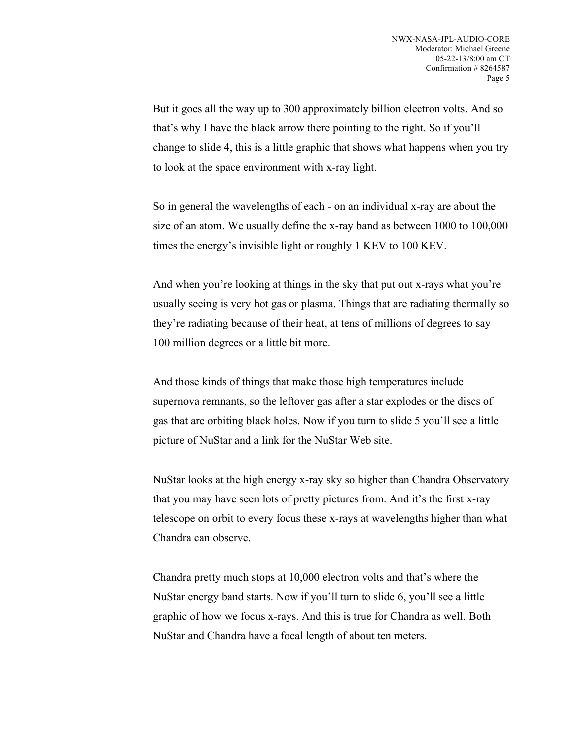But it goes all the way up to 300 approximately billion electron volts. And so that’s why I have the black arrow there pointing to the right. So if you’ll change to slide 4, this is a little graphic that shows what happens when you try to look at the space environment with x-ray light.

So in general the wavelengths of each - on an individual x-ray are about the size of an atom. We usually define the x-ray band as between 1000 to 100,000 times the energy’s invisible light or roughly 1 KEV to 100 KEV.

And when you’re looking at things in the sky that put out x-rays what you’re usually seeing is very hot gas or plasma. Things that are radiating thermally so they’re radiating because of their heat, at tens of millions of degrees to say 100 million degrees or a little bit more.

And those kinds of things that make those high temperatures include supernova remnants, so the leftover gas after a star explodes or the discs of gas that are orbiting black holes. Now if you turn to slide 5 you’ll see a little picture of NuStar and a link for the NuStar Web site.

NuStar looks at the high energy x-ray sky so higher than Chandra Observatory that you may have seen lots of pretty pictures from. And it’s the first x-ray telescope on orbit to every focus these x-rays at wavelengths higher than what Chandra can observe.

Chandra pretty much stops at 10,000 electron volts and that’s where the NuStar energy band starts. Now if you’ll turn to slide 6, you’ll see a little graphic of how we focus x-rays. And this is true for Chandra as well. Both NuStar and Chandra have a focal length of about ten meters.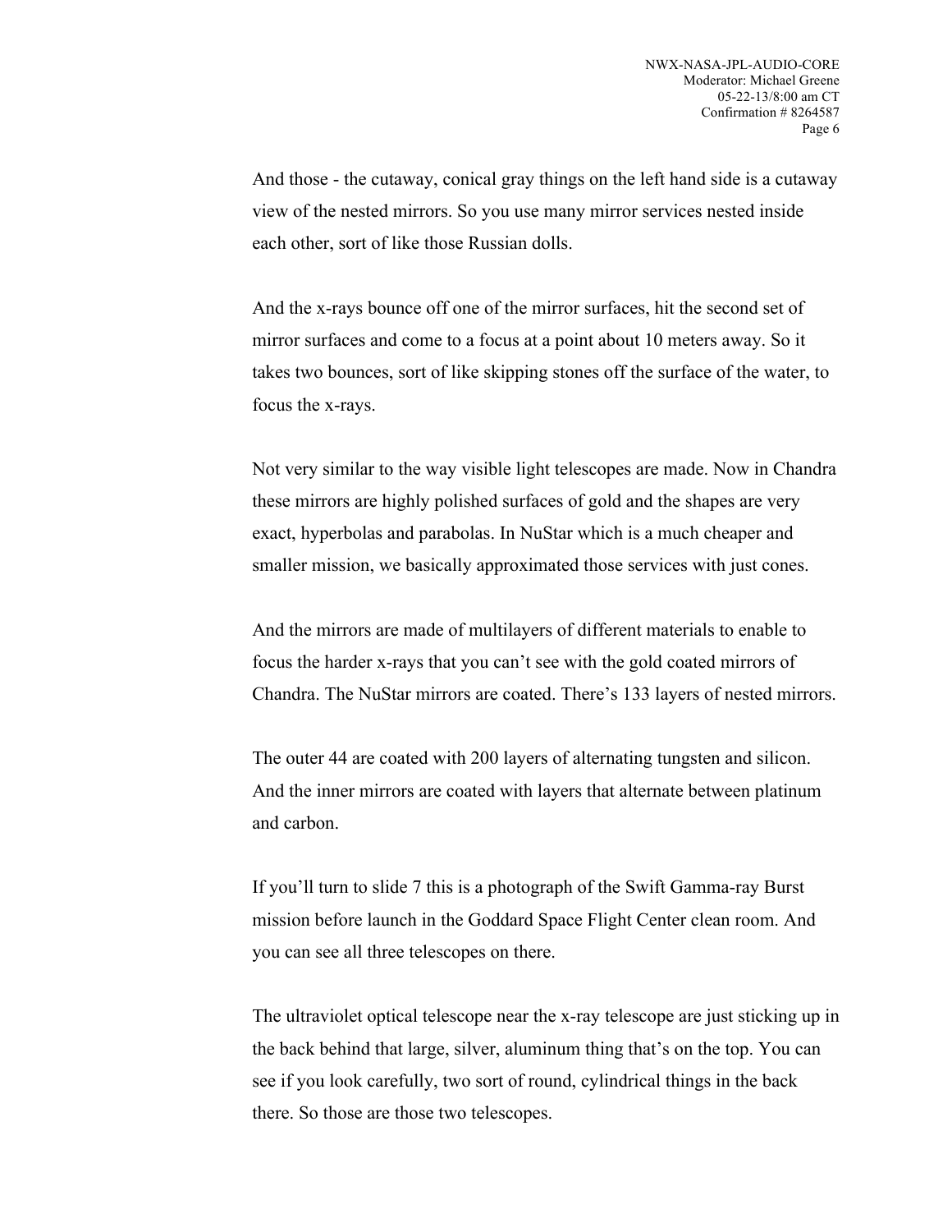And those - the cutaway, conical gray things on the left hand side is a cutaway view of the nested mirrors. So you use many mirror services nested inside each other, sort of like those Russian dolls.

And the x-rays bounce off one of the mirror surfaces, hit the second set of mirror surfaces and come to a focus at a point about 10 meters away. So it takes two bounces, sort of like skipping stones off the surface of the water, to focus the x-rays.

Not very similar to the way visible light telescopes are made. Now in Chandra these mirrors are highly polished surfaces of gold and the shapes are very exact, hyperbolas and parabolas. In NuStar which is a much cheaper and smaller mission, we basically approximated those services with just cones.

And the mirrors are made of multilayers of different materials to enable to focus the harder x-rays that you can't see with the gold coated mirrors of Chandra. The NuStar mirrors are coated. There's 133 layers of nested mirrors.

The outer 44 are coated with 200 layers of alternating tungsten and silicon. And the inner mirrors are coated with layers that alternate between platinum and carbon.

If you'll turn to slide 7 this is a photograph of the Swift Gamma-ray Burst mission before launch in the Goddard Space Flight Center clean room. And you can see all three telescopes on there.

The ultraviolet optical telescope near the x-ray telescope are just sticking up in the back behind that large, silver, aluminum thing that's on the top. You can see if you look carefully, two sort of round, cylindrical things in the back there. So those are those two telescopes.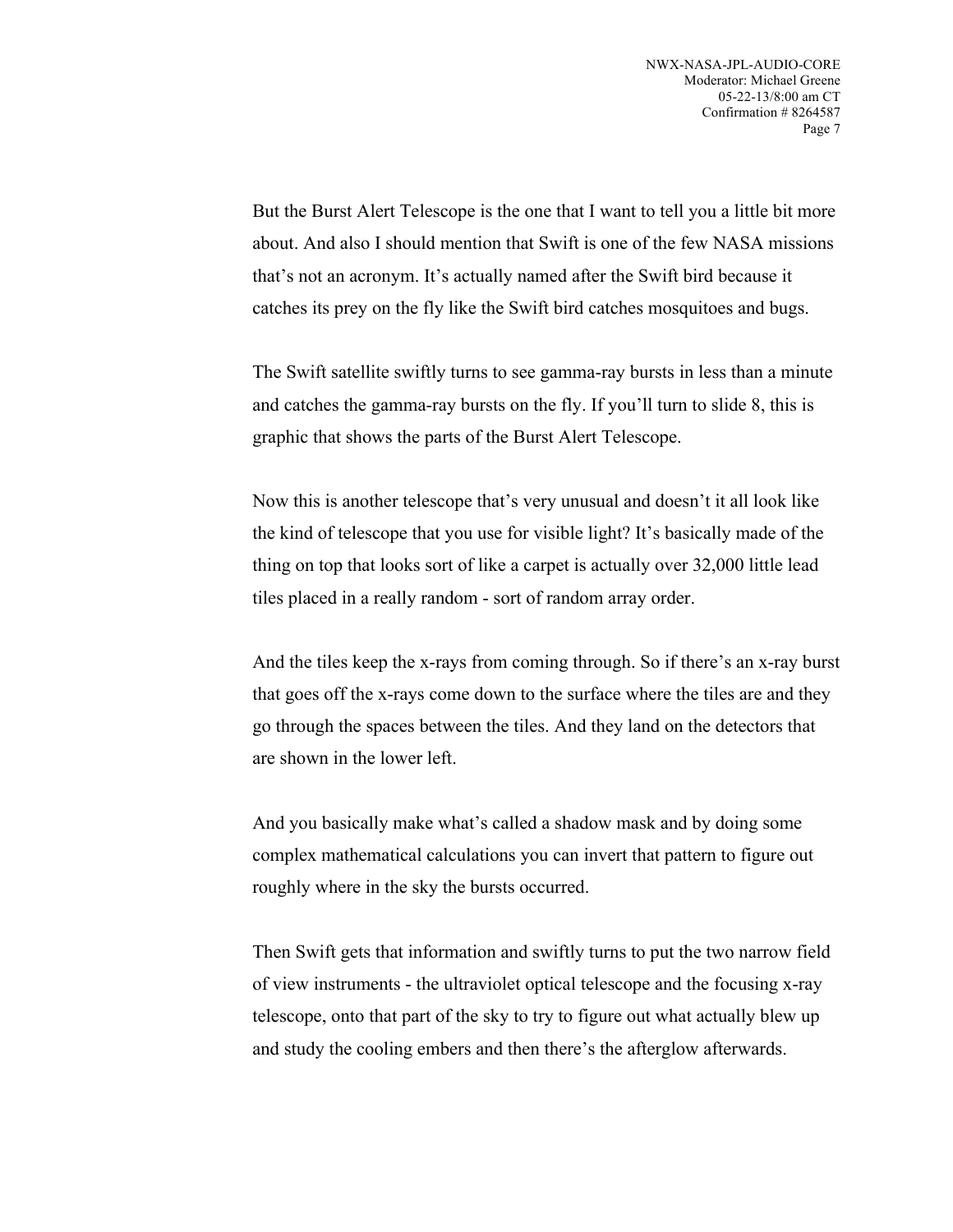But the Burst Alert Telescope is the one that I want to tell you a little bit more about. And also I should mention that Swift is one of the few NASA missions that's not an acronym. It's actually named after the Swift bird because it catches its prey on the fly like the Swift bird catches mosquitoes and bugs.

The Swift satellite swiftly turns to see gamma-ray bursts in less than a minute and catches the gamma-ray bursts on the fly. If you'll turn to slide 8, this is graphic that shows the parts of the Burst Alert Telescope.

Now this is another telescope that's very unusual and doesn't it all look like the kind of telescope that you use for visible light? It's basically made of the thing on top that looks sort of like a carpet is actually over 32,000 little lead tiles placed in a really random - sort of random array order.

And the tiles keep the x-rays from coming through. So if there's an x-ray burst that goes off the x-rays come down to the surface where the tiles are and they go through the spaces between the tiles. And they land on the detectors that are shown in the lower left.

And you basically make what's called a shadow mask and by doing some complex mathematical calculations you can invert that pattern to figure out roughly where in the sky the bursts occurred.

Then Swift gets that information and swiftly turns to put the two narrow field of view instruments - the ultraviolet optical telescope and the focusing x-ray telescope, onto that part of the sky to try to figure out what actually blew up and study the cooling embers and then there's the afterglow afterwards.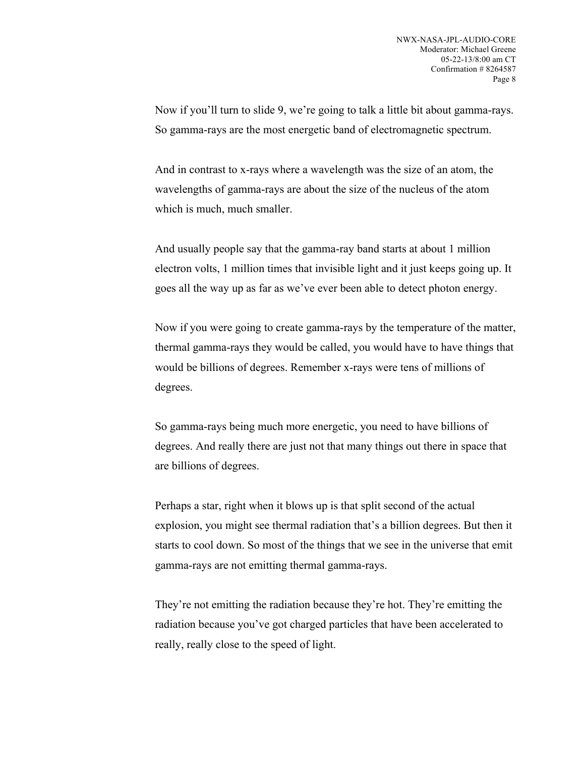Now if you'll turn to slide 9, we're going to talk a little bit about gamma-rays. So gamma-rays are the most energetic band of electromagnetic spectrum.

And in contrast to x-rays where a wavelength was the size of an atom, the wavelengths of gamma-rays are about the size of the nucleus of the atom which is much, much smaller.

And usually people say that the gamma-ray band starts at about 1 million electron volts, 1 million times that invisible light and it just keeps going up. It goes all the way up as far as we've ever been able to detect photon energy.

Now if you were going to create gamma-rays by the temperature of the matter, thermal gamma-rays they would be called, you would have to have things that would be billions of degrees. Remember x-rays were tens of millions of degrees.

So gamma-rays being much more energetic, you need to have billions of degrees. And really there are just not that many things out there in space that are billions of degrees.

Perhaps a star, right when it blows up is that split second of the actual explosion, you might see thermal radiation that's a billion degrees. But then it starts to cool down. So most of the things that we see in the universe that emit gamma-rays are not emitting thermal gamma-rays.

They're not emitting the radiation because they're hot. They're emitting the radiation because you've got charged particles that have been accelerated to really, really close to the speed of light.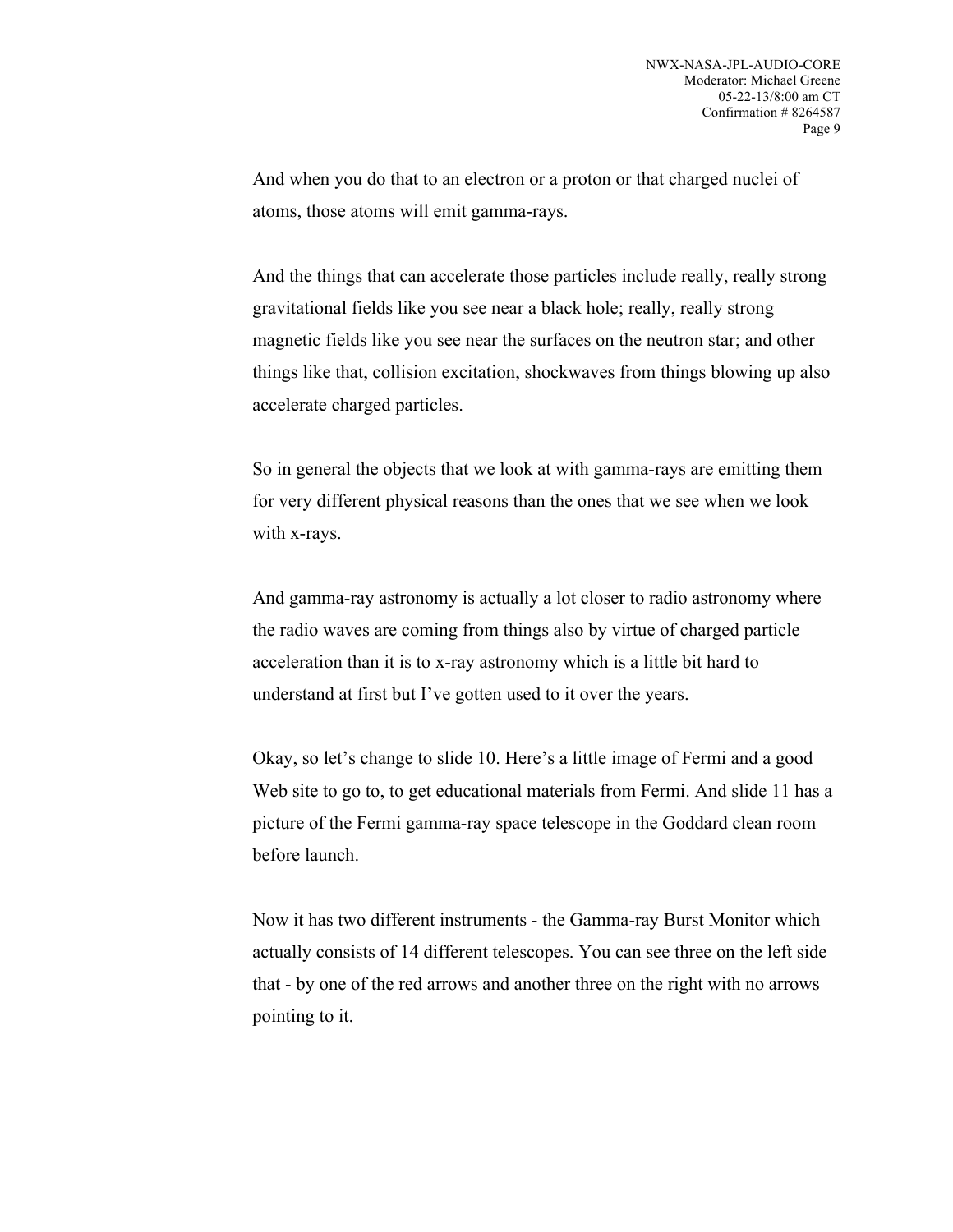And when you do that to an electron or a proton or that charged nuclei of atoms, those atoms will emit gamma-rays.

And the things that can accelerate those particles include really, really strong gravitational fields like you see near a black hole; really, really strong magnetic fields like you see near the surfaces on the neutron star; and other things like that, collision excitation, shockwaves from things blowing up also accelerate charged particles.

So in general the objects that we look at with gamma-rays are emitting them for very different physical reasons than the ones that we see when we look with x-rays.

And gamma-ray astronomy is actually a lot closer to radio astronomy where the radio waves are coming from things also by virtue of charged particle acceleration than it is to x-ray astronomy which is a little bit hard to understand at first but I've gotten used to it over the years.

Okay, so let's change to slide 10. Here's a little image of Fermi and a good Web site to go to, to get educational materials from Fermi. And slide 11 has a picture of the Fermi gamma-ray space telescope in the Goddard clean room before launch.

Now it has two different instruments - the Gamma-ray Burst Monitor which actually consists of 14 different telescopes. You can see three on the left side that - by one of the red arrows and another three on the right with no arrows pointing to it.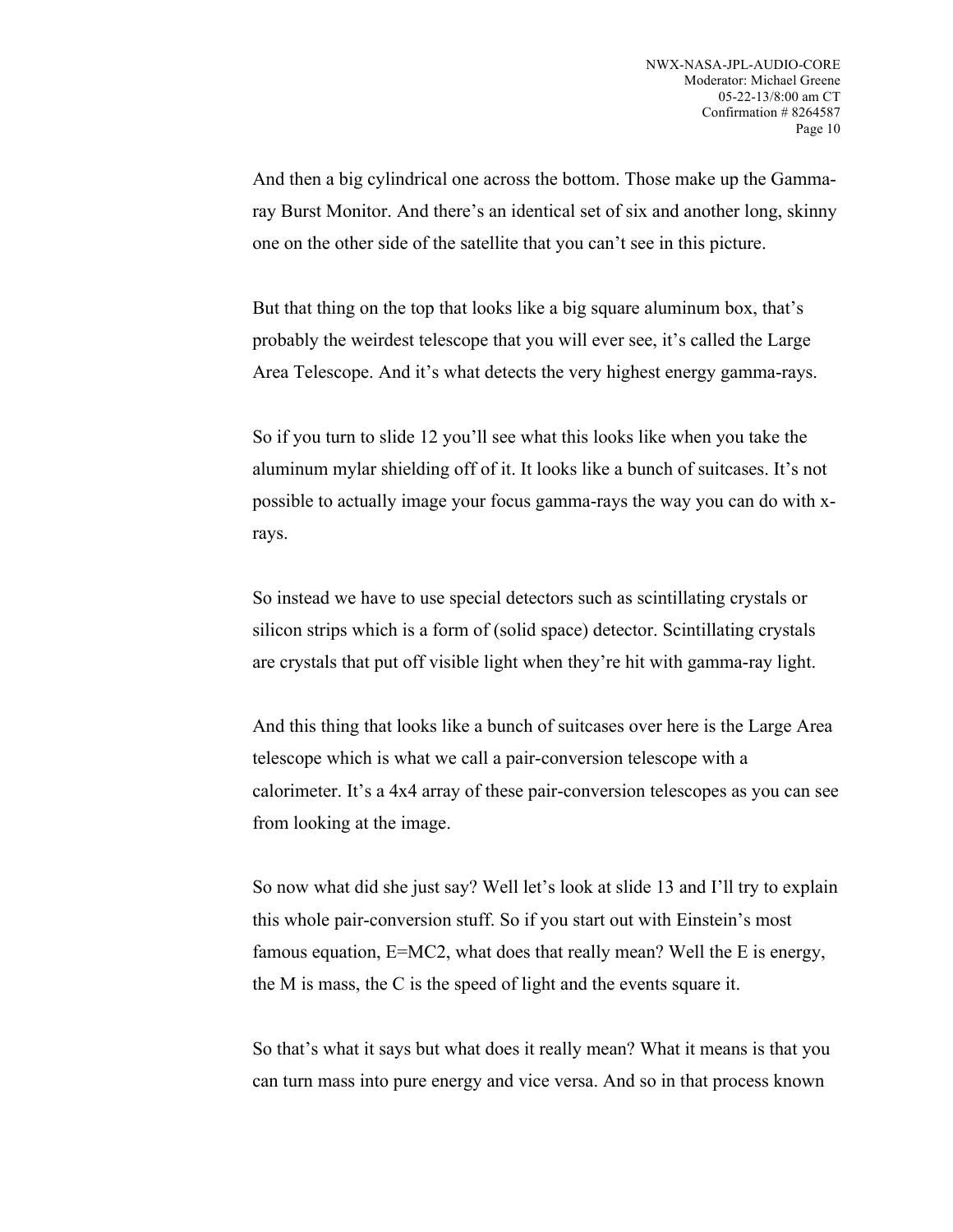And then a big cylindrical one across the bottom. Those make up the Gamma-ray Burst Monitor. And there's an identical set of six and another long, skinny one on the other side of the satellite that you can't see in this picture.

But that thing on the top that looks like a big square aluminum box, that's probably the weirdest telescope that you will ever see, it's called the Large Area Telescope. And it's what detects the very highest energy gamma-rays.

So if you turn to slide 12 you'll see what this looks like when you take the aluminum mylar shielding off of it. It looks like a bunch of suitcases. It's not possible to actually image your focus gamma-rays the way you can do with x-rays.

So instead we have to use special detectors such as scintillating crystals or silicon strips which is a form of (solid space) detector. Scintillating crystals are crystals that put off visible light when they're hit with gamma-ray light.

And this thing that looks like a bunch of suitcases over here is the Large Area telescope which is what we call a pair-conversion telescope with a calorimeter. It's a 4x4 array of these pair-conversion telescopes as you can see from looking at the image.

So now what did she just say? Well let's look at slide 13 and I'll try to explain this whole pair-conversion stuff. So if you start out with Einstein's most famous equation, E=MC2, what does that really mean? Well the E is energy, the M is mass, the C is the speed of light and the events square it.

So that's what it says but what does it really mean? What it means is that you can turn mass into pure energy and vice versa. And so in that process known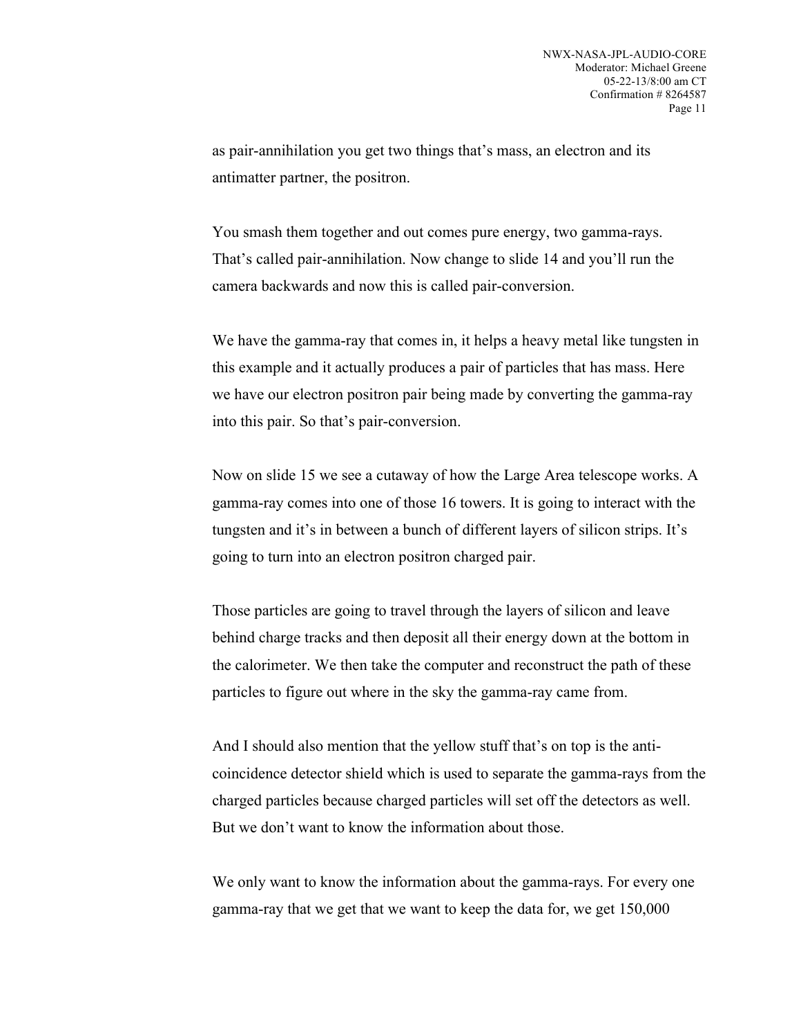as pair-annihilation you get two things that's mass, an electron and its antimatter partner, the positron.

You smash them together and out comes pure energy, two gamma-rays. That's called pair-annihilation. Now change to slide 14 and you'll run the camera backwards and now this is called pair-conversion.

We have the gamma-ray that comes in, it helps a heavy metal like tungsten in this example and it actually produces a pair of particles that has mass. Here we have our electron positron pair being made by converting the gamma-ray into this pair. So that's pair-conversion.

Now on slide 15 we see a cutaway of how the Large Area telescope works. A gamma-ray comes into one of those 16 towers. It is going to interact with the tungsten and it's in between a bunch of different layers of silicon strips. It's going to turn into an electron positron charged pair.

Those particles are going to travel through the layers of silicon and leave behind charge tracks and then deposit all their energy down at the bottom in the calorimeter. We then take the computer and reconstruct the path of these particles to figure out where in the sky the gamma-ray came from.

And I should also mention that the yellow stuff that's on top is the anti-coincidence detector shield which is used to separate the gamma-rays from the charged particles because charged particles will set off the detectors as well. But we don't want to know the information about those.

We only want to know the information about the gamma-rays. For every one gamma-ray that we get that we want to keep the data for, we get 150,000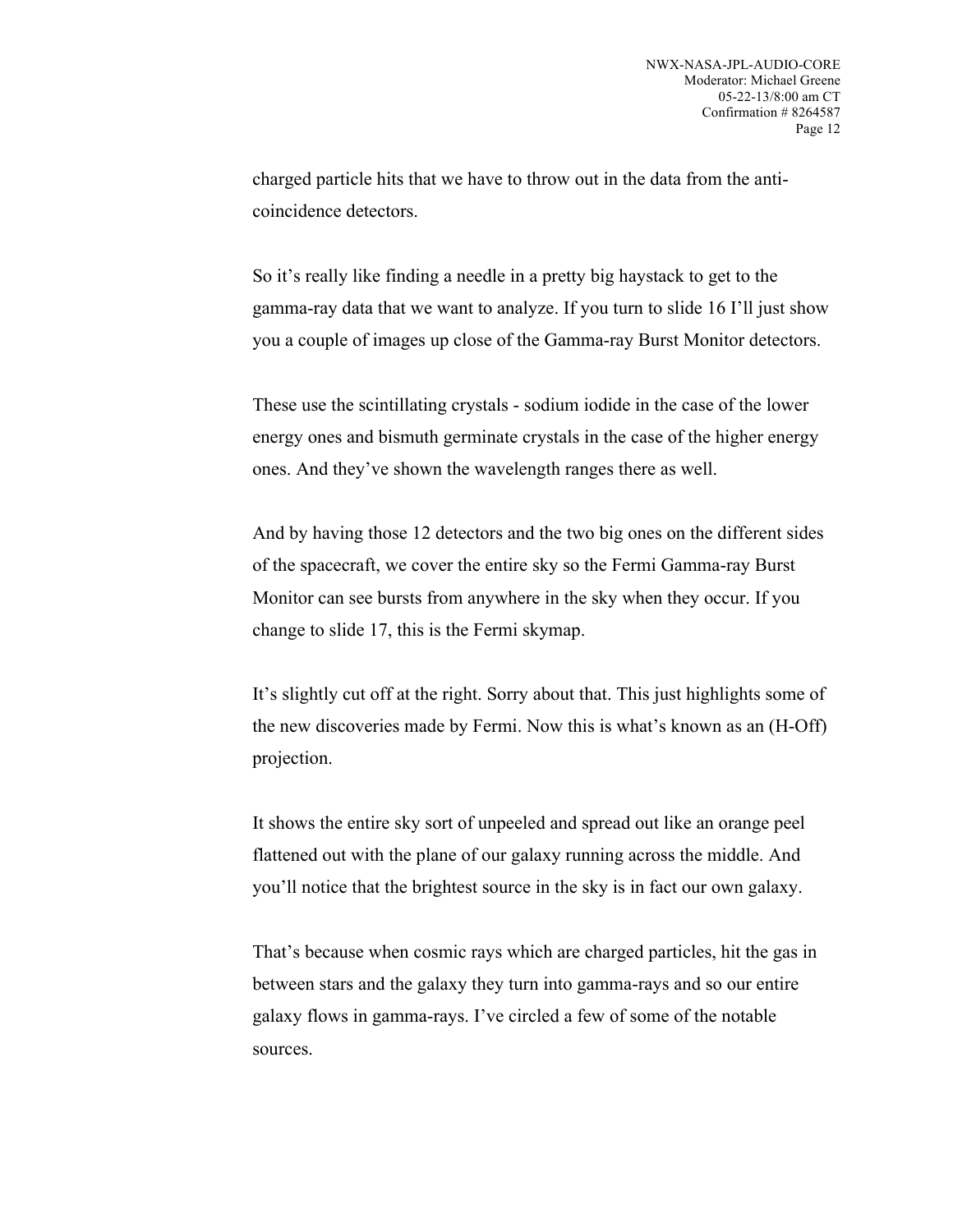charged particle hits that we have to throw out in the data from the anti-coincidence detectors.

So it's really like finding a needle in a pretty big haystack to get to the gamma-ray data that we want to analyze. If you turn to slide 16 I'll just show you a couple of images up close of the Gamma-ray Burst Monitor detectors.

These use the scintillating crystals - sodium iodide in the case of the lower energy ones and bismuth germinate crystals in the case of the higher energy ones. And they've shown the wavelength ranges there as well.

And by having those 12 detectors and the two big ones on the different sides of the spacecraft, we cover the entire sky so the Fermi Gamma-ray Burst Monitor can see bursts from anywhere in the sky when they occur. If you change to slide 17, this is the Fermi skymap.

It's slightly cut off at the right. Sorry about that. This just highlights some of the new discoveries made by Fermi. Now this is what's known as an (H-Off) projection.

It shows the entire sky sort of unpeeled and spread out like an orange peel flattened out with the plane of our galaxy running across the middle. And you'll notice that the brightest source in the sky is in fact our own galaxy.

That's because when cosmic rays which are charged particles, hit the gas in between stars and the galaxy they turn into gamma-rays and so our entire galaxy flows in gamma-rays. I've circled a few of some of the notable sources.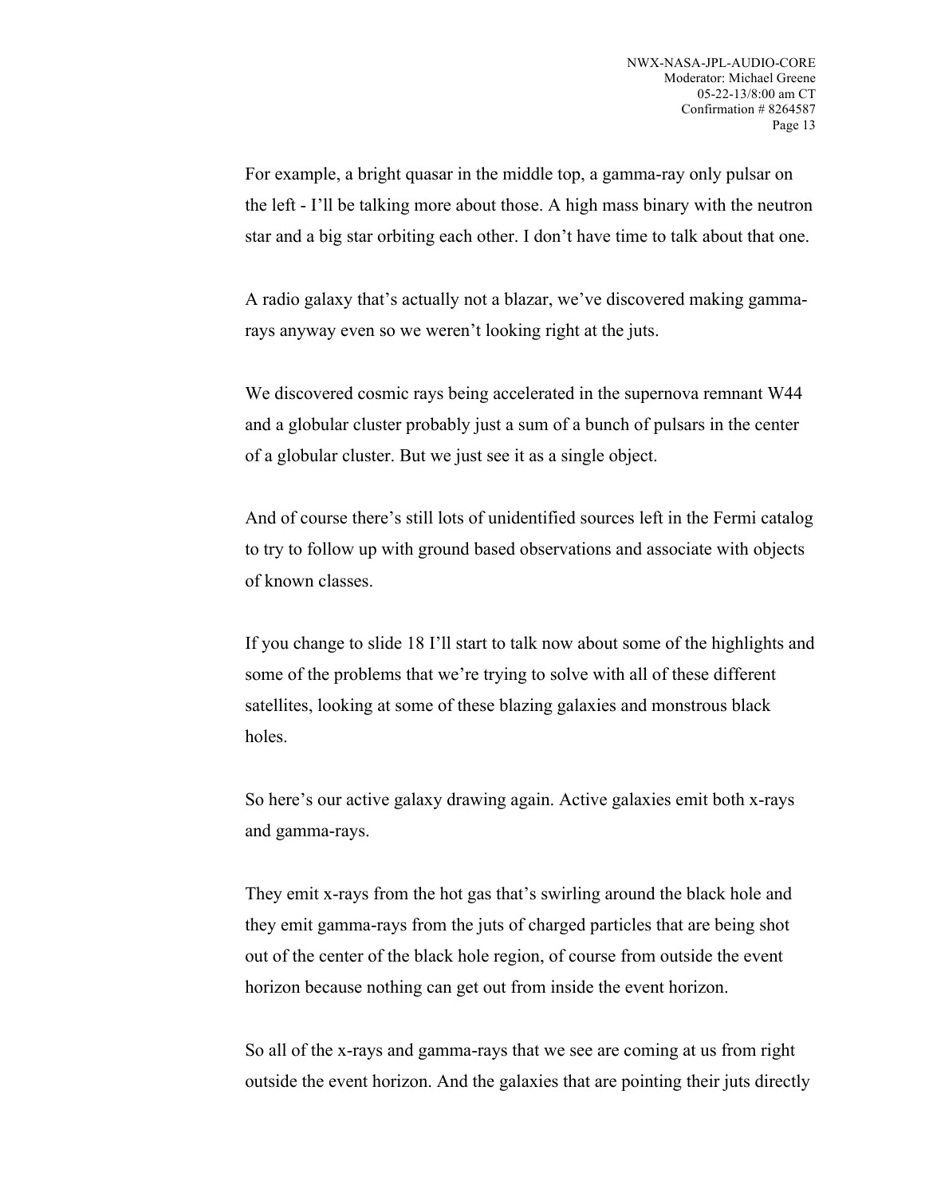For example, a bright quasar in the middle top, a gamma-ray only pulsar on the left - I'll be talking more about those. A high mass binary with the neutron star and a big star orbiting each other. I don't have time to talk about that one.

A radio galaxy that's actually not a blazar, we've discovered making gamma-rays anyway even so we weren't looking right at the juts.

We discovered cosmic rays being accelerated in the supernova remnant W44 and a globular cluster probably just a sum of a bunch of pulsars in the center of a globular cluster. But we just see it as a single object.

And of course there's still lots of unidentified sources left in the Fermi catalog to try to follow up with ground based observations and associate with objects of known classes.

If you change to slide 18 I'll start to talk now about some of the highlights and some of the problems that we're trying to solve with all of these different satellites, looking at some of these blazing galaxies and monstrous black holes.

So here's our active galaxy drawing again. Active galaxies emit both x-rays and gamma-rays.

They emit x-rays from the hot gas that's swirling around the black hole and they emit gamma-rays from the juts of charged particles that are being shot out of the center of the black hole region, of course from outside the event horizon because nothing can get out from inside the event horizon.

So all of the x-rays and gamma-rays that we see are coming at us from right outside the event horizon. And the galaxies that are pointing their juts directly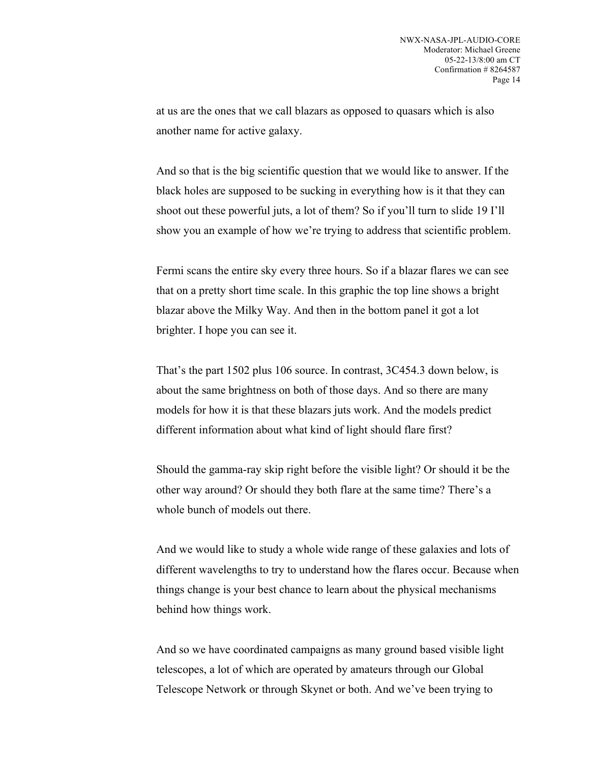at us are the ones that we call blazars as opposed to quasars which is also another name for active galaxy.

And so that is the big scientific question that we would like to answer. If the black holes are supposed to be sucking in everything how is it that they can shoot out these powerful juts, a lot of them? So if you'll turn to slide 19 I'll show you an example of how we're trying to address that scientific problem.

Fermi scans the entire sky every three hours. So if a blazar flares we can see that on a pretty short time scale. In this graphic the top line shows a bright blazar above the Milky Way. And then in the bottom panel it got a lot brighter. I hope you can see it.

That's the part 1502 plus 106 source. In contrast, 3C454.3 down below, is about the same brightness on both of those days. And so there are many models for how it is that these blazars juts work. And the models predict different information about what kind of light should flare first?

Should the gamma-ray skip right before the visible light? Or should it be the other way around? Or should they both flare at the same time? There's a whole bunch of models out there.

And we would like to study a whole wide range of these galaxies and lots of different wavelengths to try to understand how the flares occur. Because when things change is your best chance to learn about the physical mechanisms behind how things work.

And so we have coordinated campaigns as many ground based visible light telescopes, a lot of which are operated by amateurs through our Global Telescope Network or through Skynet or both. And we've been trying to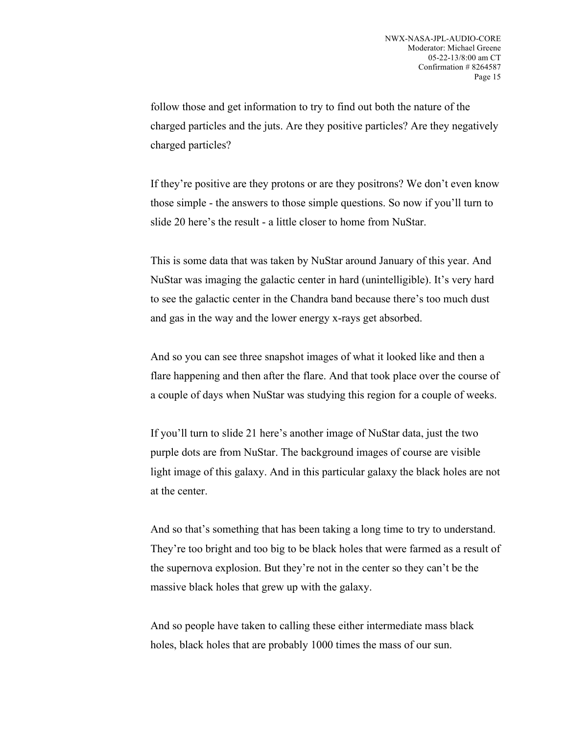follow those and get information to try to find out both the nature of the charged particles and the juts. Are they positive particles? Are they negatively charged particles?

If they're positive are they protons or are they positrons? We don't even know those simple - the answers to those simple questions. So now if you'll turn to slide 20 here's the result - a little closer to home from NuStar.

This is some data that was taken by NuStar around January of this year. And NuStar was imaging the galactic center in hard (unintelligible). It's very hard to see the galactic center in the Chandra band because there's too much dust and gas in the way and the lower energy x-rays get absorbed.

And so you can see three snapshot images of what it looked like and then a flare happening and then after the flare. And that took place over the course of a couple of days when NuStar was studying this region for a couple of weeks.

If you'll turn to slide 21 here's another image of NuStar data, just the two purple dots are from NuStar. The background images of course are visible light image of this galaxy. And in this particular galaxy the black holes are not at the center.

And so that's something that has been taking a long time to try to understand. They're too bright and too big to be black holes that were farmed as a result of the supernova explosion. But they're not in the center so they can't be the massive black holes that grew up with the galaxy.

And so people have taken to calling these either intermediate mass black holes, black holes that are probably 1000 times the mass of our sun.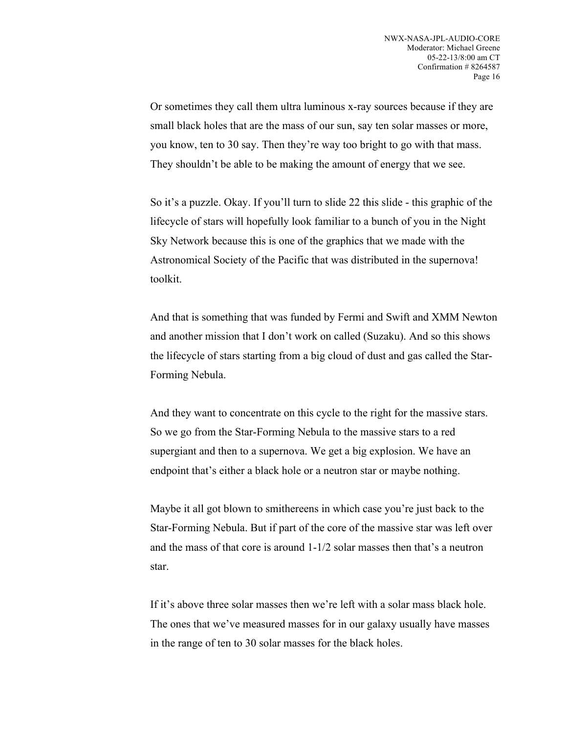Or sometimes they call them ultra luminous x-ray sources because if they are small black holes that are the mass of our sun, say ten solar masses or more, you know, ten to 30 say. Then they're way too bright to go with that mass. They shouldn't be able to be making the amount of energy that we see.

So it's a puzzle. Okay. If you'll turn to slide 22 this slide - this graphic of the lifecycle of stars will hopefully look familiar to a bunch of you in the Night Sky Network because this is one of the graphics that we made with the Astronomical Society of the Pacific that was distributed in the supernova! toolkit.

And that is something that was funded by Fermi and Swift and XMM Newton and another mission that I don't work on called (Suzaku). And so this shows the lifecycle of stars starting from a big cloud of dust and gas called the Star-Forming Nebula.

And they want to concentrate on this cycle to the right for the massive stars. So we go from the Star-Forming Nebula to the massive stars to a red supergiant and then to a supernova. We get a big explosion. We have an endpoint that's either a black hole or a neutron star or maybe nothing.

Maybe it all got blown to smithereens in which case you're just back to the Star-Forming Nebula. But if part of the core of the massive star was left over and the mass of that core is around 1-1/2 solar masses then that's a neutron star.

If it's above three solar masses then we're left with a solar mass black hole. The ones that we've measured masses for in our galaxy usually have masses in the range of ten to 30 solar masses for the black holes.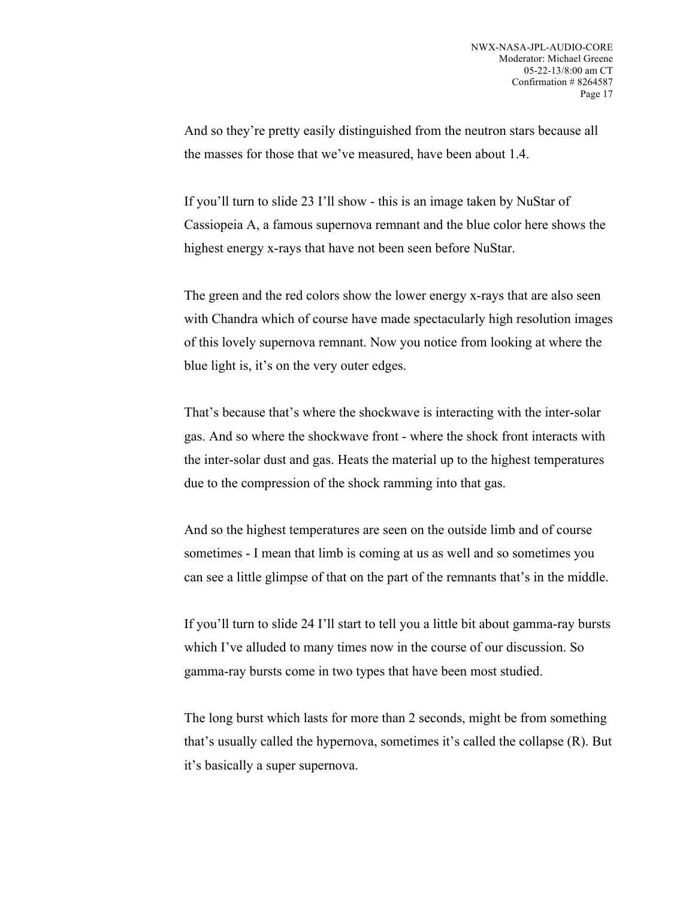And so they're pretty easily distinguished from the neutron stars because all the masses for those that we've measured, have been about 1.4.

If you'll turn to slide 23 I'll show - this is an image taken by NuStar of Cassiopeia A, a famous supernova remnant and the blue color here shows the highest energy x-rays that have not been seen before NuStar.

The green and the red colors show the lower energy x-rays that are also seen with Chandra which of course have made spectacularly high resolution images of this lovely supernova remnant. Now you notice from looking at where the blue light is, it's on the very outer edges.

That's because that's where the shockwave is interacting with the inter-solar gas. And so where the shockwave front - where the shock front interacts with the inter-solar dust and gas. Heats the material up to the highest temperatures due to the compression of the shock ramming into that gas.

And so the highest temperatures are seen on the outside limb and of course sometimes - I mean that limb is coming at us as well and so sometimes you can see a little glimpse of that on the part of the remnants that's in the middle.

If you'll turn to slide 24 I'll start to tell you a little bit about gamma-ray bursts which I've alluded to many times now in the course of our discussion. So gamma-ray bursts come in two types that have been most studied.

The long burst which lasts for more than 2 seconds, might be from something that's usually called the hypernova, sometimes it's called the collapse (R). But it's basically a super supernova.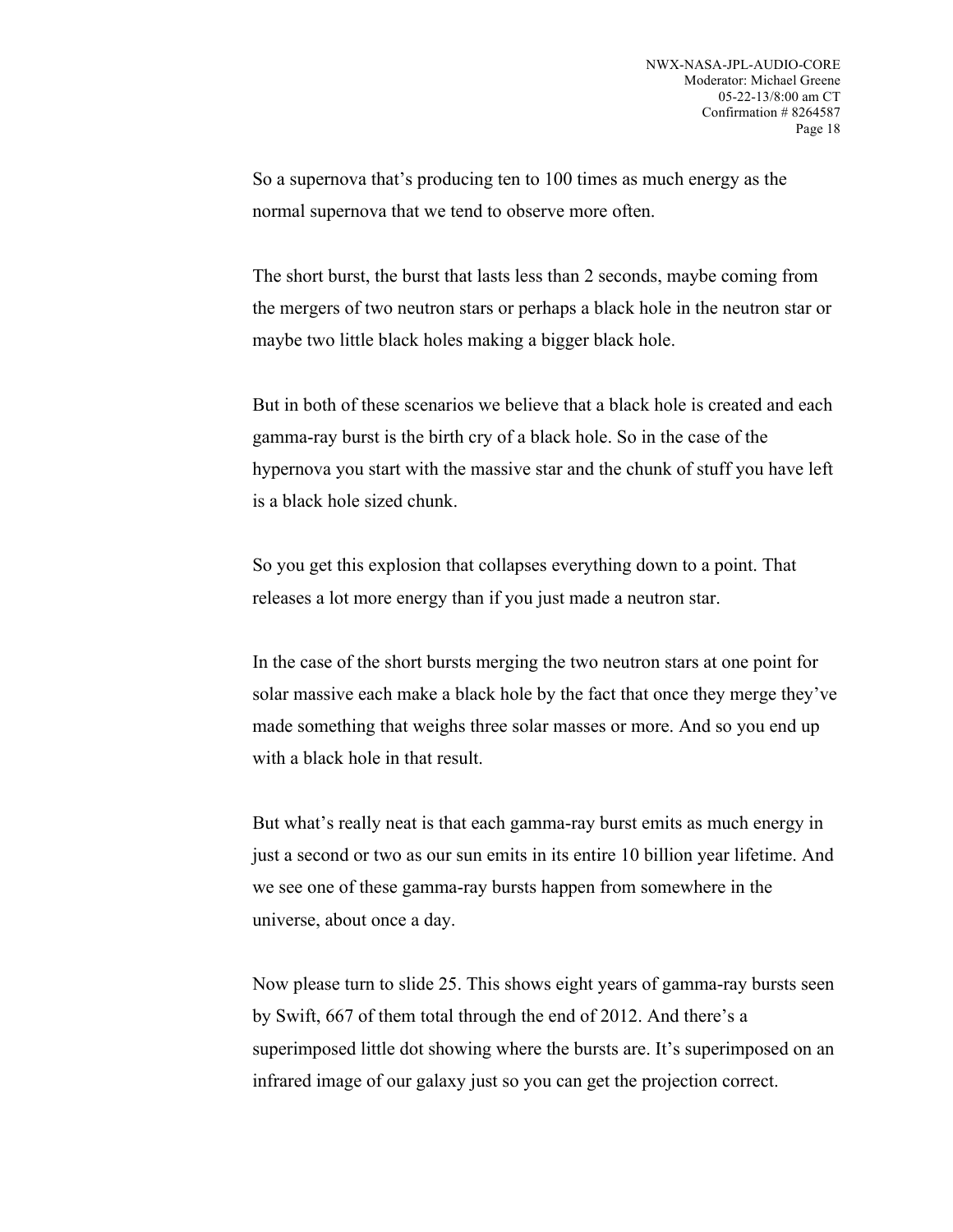So a supernova that's producing ten to 100 times as much energy as the normal supernova that we tend to observe more often.

The short burst, the burst that lasts less than 2 seconds, maybe coming from the mergers of two neutron stars or perhaps a black hole in the neutron star or maybe two little black holes making a bigger black hole.

But in both of these scenarios we believe that a black hole is created and each gamma-ray burst is the birth cry of a black hole. So in the case of the hypernova you start with the massive star and the chunk of stuff you have left is a black hole sized chunk.

So you get this explosion that collapses everything down to a point. That releases a lot more energy than if you just made a neutron star.

In the case of the short bursts merging the two neutron stars at one point for solar massive each make a black hole by the fact that once they merge they've made something that weighs three solar masses or more. And so you end up with a black hole in that result.

But what's really neat is that each gamma-ray burst emits as much energy in just a second or two as our sun emits in its entire 10 billion year lifetime. And we see one of these gamma-ray bursts happen from somewhere in the universe, about once a day.

Now please turn to slide 25. This shows eight years of gamma-ray bursts seen by Swift, 667 of them total through the end of 2012. And there's a superimposed little dot showing where the bursts are. It's superimposed on an infrared image of our galaxy just so you can get the projection correct.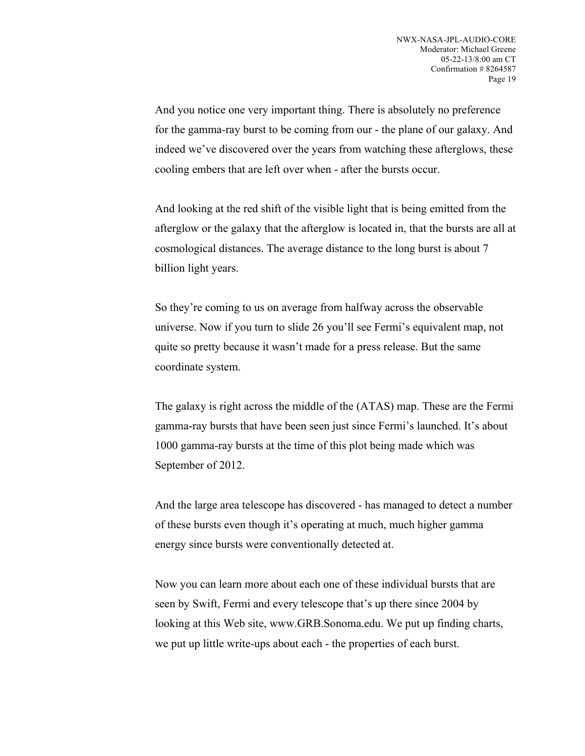And you notice one very important thing. There is absolutely no preference for the gamma-ray burst to be coming from our - the plane of our galaxy. And indeed we've discovered over the years from watching these afterglows, these cooling embers that are left over when - after the bursts occur.

And looking at the red shift of the visible light that is being emitted from the afterglow or the galaxy that the afterglow is located in, that the bursts are all at cosmological distances. The average distance to the long burst is about 7 billion light years.

So they're coming to us on average from halfway across the observable universe. Now if you turn to slide 26 you'll see Fermi's equivalent map, not quite so pretty because it wasn't made for a press release. But the same coordinate system.

The galaxy is right across the middle of the (ATAS) map. These are the Fermi gamma-ray bursts that have been seen just since Fermi's launched. It's about 1000 gamma-ray bursts at the time of this plot being made which was September of 2012.

And the large area telescope has discovered - has managed to detect a number of these bursts even though it's operating at much, much higher gamma energy since bursts were conventionally detected at.

Now you can learn more about each one of these individual bursts that are seen by Swift, Fermi and every telescope that's up there since 2004 by looking at this Web site, www.GRB.Sonoma.edu. We put up finding charts, we put up little write-ups about each - the properties of each burst.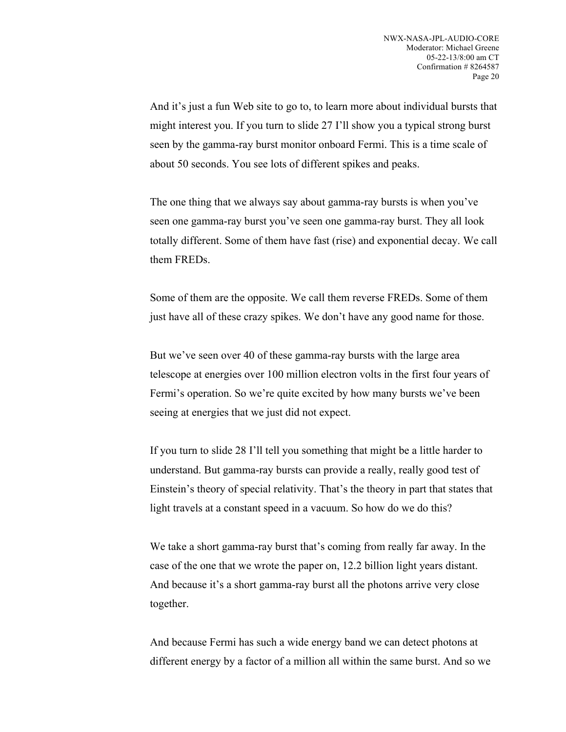And it's just a fun Web site to go to, to learn more about individual bursts that might interest you. If you turn to slide 27 I'll show you a typical strong burst seen by the gamma-ray burst monitor onboard Fermi. This is a time scale of about 50 seconds. You see lots of different spikes and peaks.

The one thing that we always say about gamma-ray bursts is when you've seen one gamma-ray burst you've seen one gamma-ray burst. They all look totally different. Some of them have fast (rise) and exponential decay. We call them FREDs.

Some of them are the opposite. We call them reverse FREDs. Some of them just have all of these crazy spikes. We don't have any good name for those.

But we've seen over 40 of these gamma-ray bursts with the large area telescope at energies over 100 million electron volts in the first four years of Fermi's operation. So we're quite excited by how many bursts we've been seeing at energies that we just did not expect.

If you turn to slide 28 I'll tell you something that might be a little harder to understand. But gamma-ray bursts can provide a really, really good test of Einstein's theory of special relativity. That's the theory in part that states that light travels at a constant speed in a vacuum. So how do we do this?

We take a short gamma-ray burst that's coming from really far away. In the case of the one that we wrote the paper on, 12.2 billion light years distant. And because it's a short gamma-ray burst all the photons arrive very close together.

And because Fermi has such a wide energy band we can detect photons at different energy by a factor of a million all within the same burst. And so we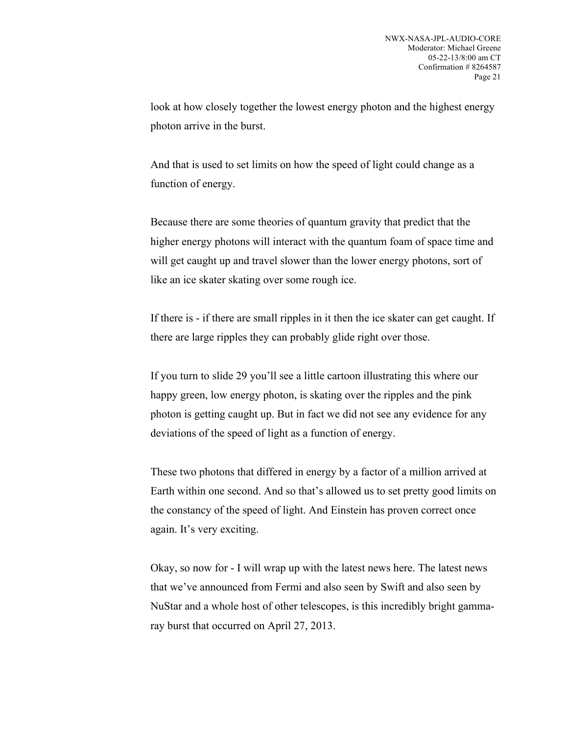look at how closely together the lowest energy photon and the highest energy photon arrive in the burst.

And that is used to set limits on how the speed of light could change as a function of energy.

Because there are some theories of quantum gravity that predict that the higher energy photons will interact with the quantum foam of space time and will get caught up and travel slower than the lower energy photons, sort of like an ice skater skating over some rough ice.

If there is - if there are small ripples in it then the ice skater can get caught. If there are large ripples they can probably glide right over those.

If you turn to slide 29 you'll see a little cartoon illustrating this where our happy green, low energy photon, is skating over the ripples and the pink photon is getting caught up. But in fact we did not see any evidence for any deviations of the speed of light as a function of energy.

These two photons that differed in energy by a factor of a million arrived at Earth within one second. And so that's allowed us to set pretty good limits on the constancy of the speed of light. And Einstein has proven correct once again. It's very exciting.

Okay, so now for - I will wrap up with the latest news here. The latest news that we've announced from Fermi and also seen by Swift and also seen by NuStar and a whole host of other telescopes, is this incredibly bright gamma-ray burst that occurred on April 27, 2013.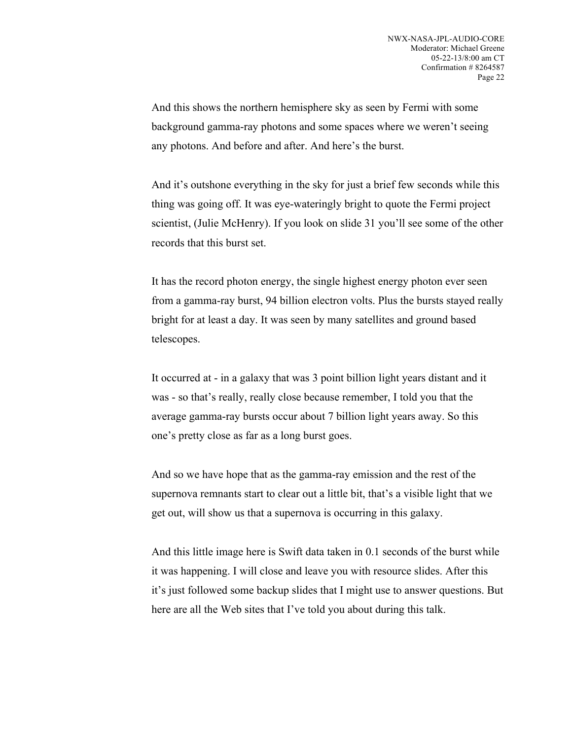And this shows the northern hemisphere sky as seen by Fermi with some background gamma-ray photons and some spaces where we weren't seeing any photons. And before and after. And here's the burst.

And it's outshone everything in the sky for just a brief few seconds while this thing was going off. It was eye-wateringly bright to quote the Fermi project scientist, (Julie McHenry). If you look on slide 31 you'll see some of the other records that this burst set.

It has the record photon energy, the single highest energy photon ever seen from a gamma-ray burst, 94 billion electron volts. Plus the bursts stayed really bright for at least a day. It was seen by many satellites and ground based telescopes.

It occurred at - in a galaxy that was 3 point billion light years distant and it was - so that's really, really close because remember, I told you that the average gamma-ray bursts occur about 7 billion light years away. So this one's pretty close as far as a long burst goes.

And so we have hope that as the gamma-ray emission and the rest of the supernova remnants start to clear out a little bit, that's a visible light that we get out, will show us that a supernova is occurring in this galaxy.

And this little image here is Swift data taken in 0.1 seconds of the burst while it was happening. I will close and leave you with resource slides. After this it's just followed some backup slides that I might use to answer questions. But here are all the Web sites that I've told you about during this talk.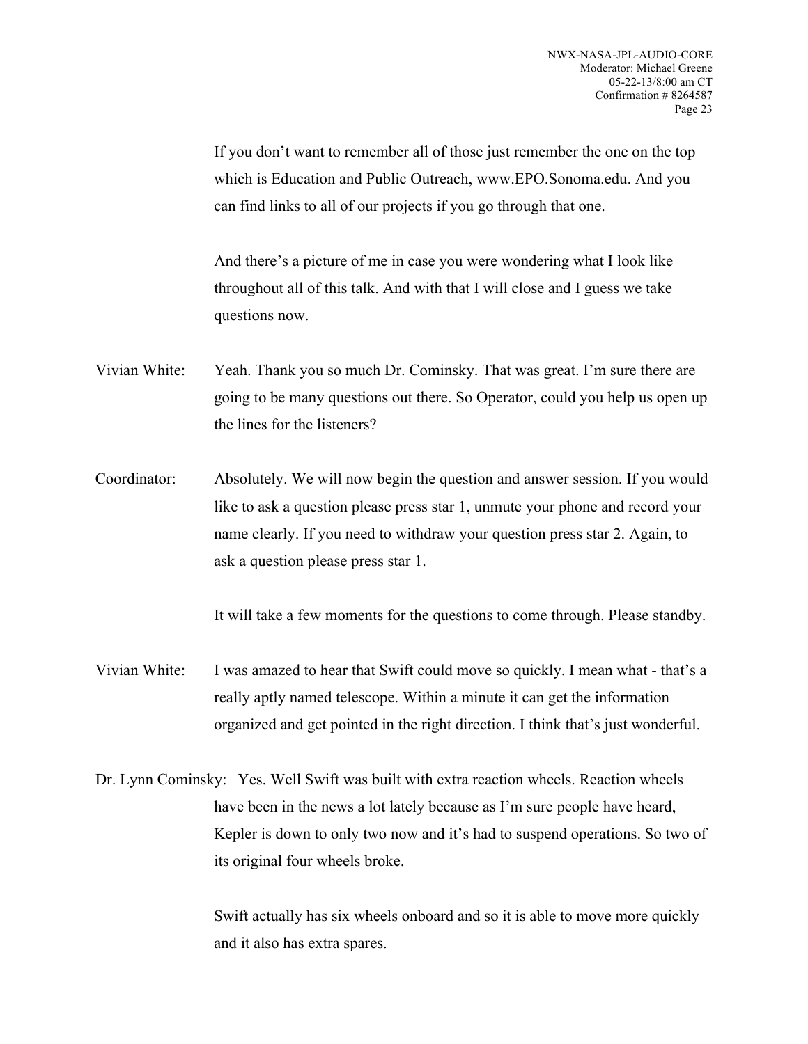If you don't want to remember all of those just remember the one on the top which is Education and Public Outreach, www.EPO.Sonoma.edu. And you can find links to all of our projects if you go through that one.

And there's a picture of me in case you were wondering what I look like throughout all of this talk. And with that I will close and I guess we take questions now.

Vivian White: Yeah. Thank you so much Dr. Cominsky. That was great. I'm sure there are going to be many questions out there. So Operator, could you help us open up the lines for the listeners?

Coordinator: Absolutely. We will now begin the question and answer session. If you would like to ask a question please press star 1, unmute your phone and record your name clearly. If you need to withdraw your question press star 2. Again, to ask a question please press star 1.

It will take a few moments for the questions to come through. Please standby.

Vivian White: I was amazed to hear that Swift could move so quickly. I mean what - that's a really aptly named telescope. Within a minute it can get the information organized and get pointed in the right direction. I think that's just wonderful.

Dr. Lynn Cominsky: Yes. Well Swift was built with extra reaction wheels. Reaction wheels have been in the news a lot lately because as I'm sure people have heard, Kepler is down to only two now and it's had to suspend operations. So two of its original four wheels broke.

Swift actually has six wheels onboard and so it is able to move more quickly and it also has extra spares.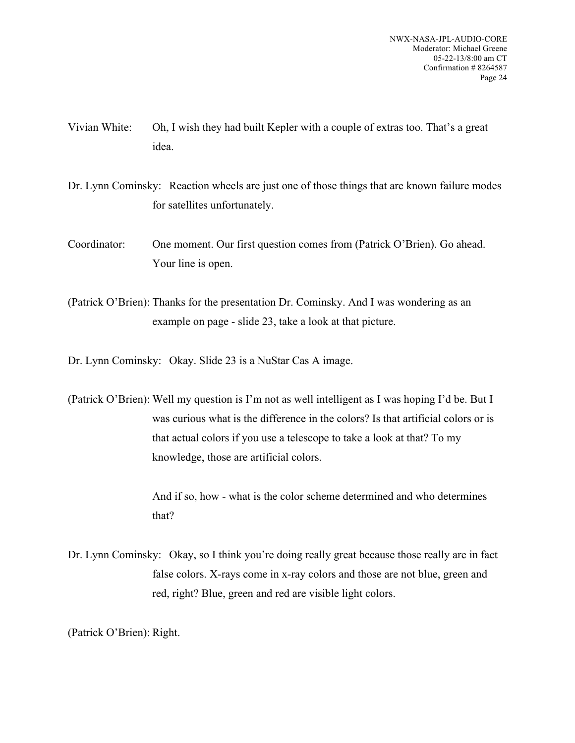Vivian White: Oh, I wish they had built Kepler with a couple of extras too. That's a great idea.

Dr. Lynn Cominsky: Reaction wheels are just one of those things that are known failure modes for satellites unfortunately.

Coordinator: One moment. Our first question comes from (Patrick O'Brien). Go ahead. Your line is open.

(Patrick O'Brien): Thanks for the presentation Dr. Cominsky. And I was wondering as an example on page - slide 23, take a look at that picture.

Dr. Lynn Cominsky: Okay. Slide 23 is a NuStar Cas A image.

(Patrick O'Brien): Well my question is I'm not as well intelligent as I was hoping I'd be. But I was curious what is the difference in the colors? Is that artificial colors or is that actual colors if you use a telescope to take a look at that? To my knowledge, those are artificial colors.

And if so, how - what is the color scheme determined and who determines that?

Dr. Lynn Cominsky: Okay, so I think you're doing really great because those really are in fact false colors. X-rays come in x-ray colors and those are not blue, green and red, right? Blue, green and red are visible light colors.

(Patrick O'Brien): Right.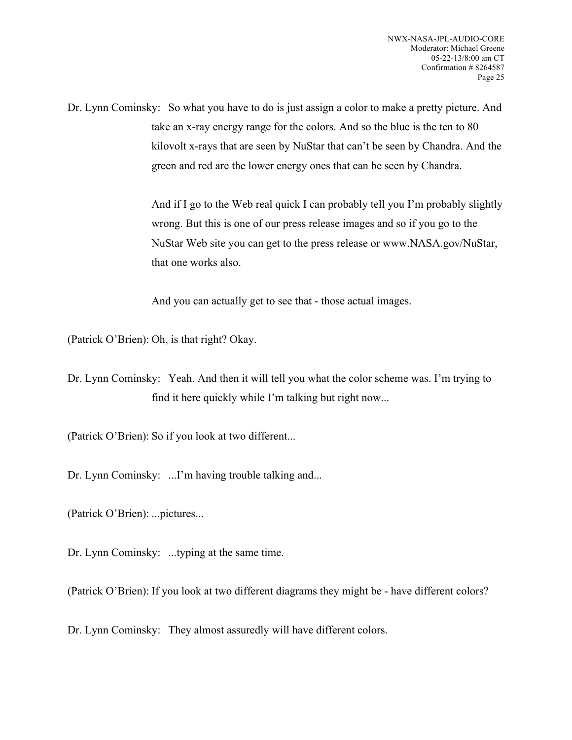Dr. Lynn Cominsky: So what you have to do is just assign a color to make a pretty picture. And take an x-ray energy range for the colors. And so the blue is the ten to 80 kilovolt x-rays that are seen by NuStar that can't be seen by Chandra. And the green and red are the lower energy ones that can be seen by Chandra.

And if I go to the Web real quick I can probably tell you I'm probably slightly wrong. But this is one of our press release images and so if you go to the NuStar Web site you can get to the press release or www.NASA.gov/NuStar, that one works also.

And you can actually get to see that - those actual images.

(Patrick O'Brien): Oh, is that right? Okay.

Dr. Lynn Cominsky: Yeah. And then it will tell you what the color scheme was. I'm trying to find it here quickly while I'm talking but right now...

(Patrick O'Brien): So if you look at two different...

Dr. Lynn Cominsky: ...I'm having trouble talking and...

(Patrick O'Brien): ...pictures...

Dr. Lynn Cominsky: ...typing at the same time.

(Patrick O'Brien): If you look at two different diagrams they might be - have different colors?

Dr. Lynn Cominsky: They almost assuredly will have different colors.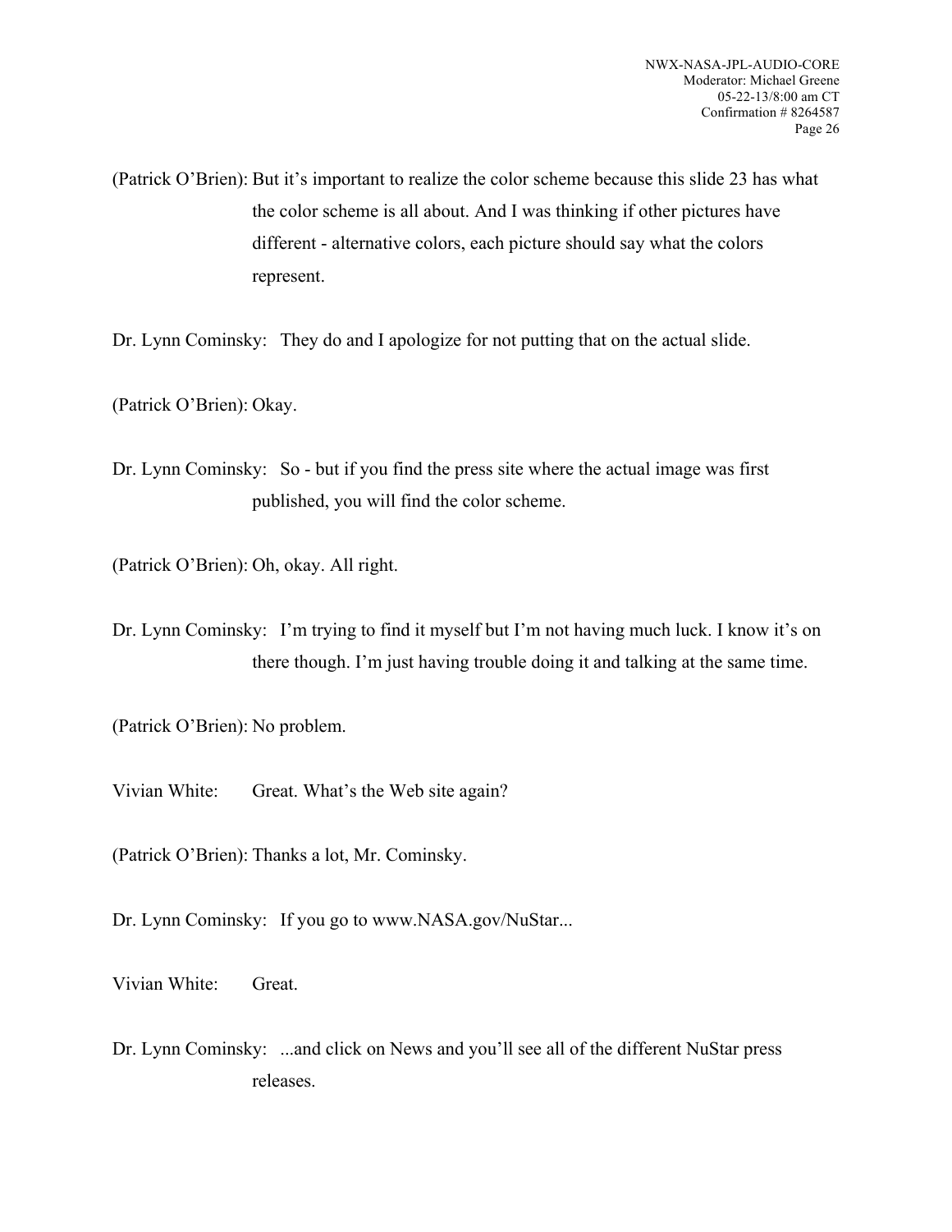(Patrick O'Brien): But it's important to realize the color scheme because this slide 23 has what the color scheme is all about. And I was thinking if other pictures have different - alternative colors, each picture should say what the colors represent.

Dr. Lynn Cominsky: They do and I apologize for not putting that on the actual slide.

(Patrick O'Brien): Okay.

Dr. Lynn Cominsky: So - but if you find the press site where the actual image was first published, you will find the color scheme.

(Patrick O'Brien): Oh, okay. All right.

Dr. Lynn Cominsky: I'm trying to find it myself but I'm not having much luck. I know it's on there though. I'm just having trouble doing it and talking at the same time.

(Patrick O'Brien): No problem.

Vivian White: Great. What's the Web site again?

(Patrick O'Brien): Thanks a lot, Mr. Cominsky.

Dr. Lynn Cominsky: If you go to www.NASA.gov/NuStar...

Vivian White: Great.

Dr. Lynn Cominsky: ...and click on News and you'll see all of the different NuStar press releases.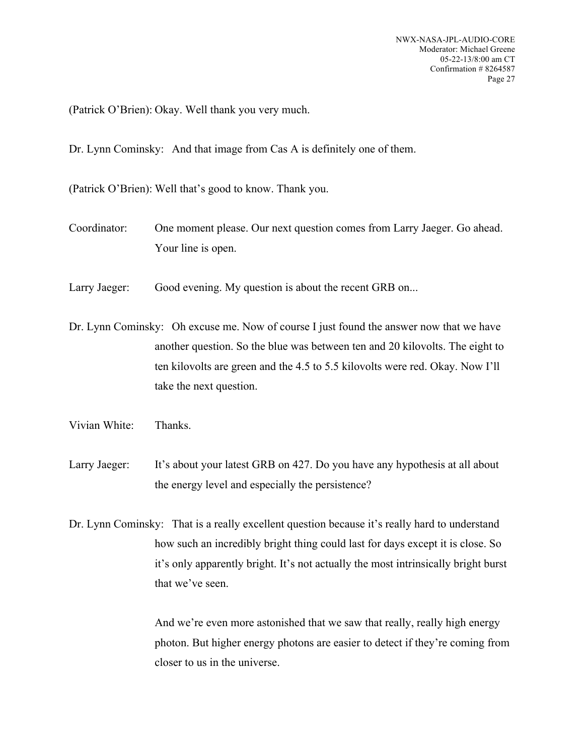(Patrick O'Brien): Okay. Well thank you very much.

Dr. Lynn Cominsky: And that image from Cas A is definitely one of them.

(Patrick O'Brien): Well that's good to know. Thank you.

Coordinator: One moment please. Our next question comes from Larry Jaeger. Go ahead. Your line is open.

Larry Jaeger: Good evening. My question is about the recent GRB on...

Dr. Lynn Cominsky: Oh excuse me. Now of course I just found the answer now that we have another question. So the blue was between ten and 20 kilovolts. The eight to ten kilovolts are green and the 4.5 to 5.5 kilovolts were red. Okay. Now I'll take the next question.

Vivian White: Thanks.

Larry Jaeger: It's about your latest GRB on 427. Do you have any hypothesis at all about the energy level and especially the persistence?

Dr. Lynn Cominsky: That is a really excellent question because it's really hard to understand how such an incredibly bright thing could last for days except it is close. So it's only apparently bright. It's not actually the most intrinsically bright burst that we've seen.

And we're even more astonished that we saw that really, really high energy photon. But higher energy photons are easier to detect if they're coming from closer to us in the universe.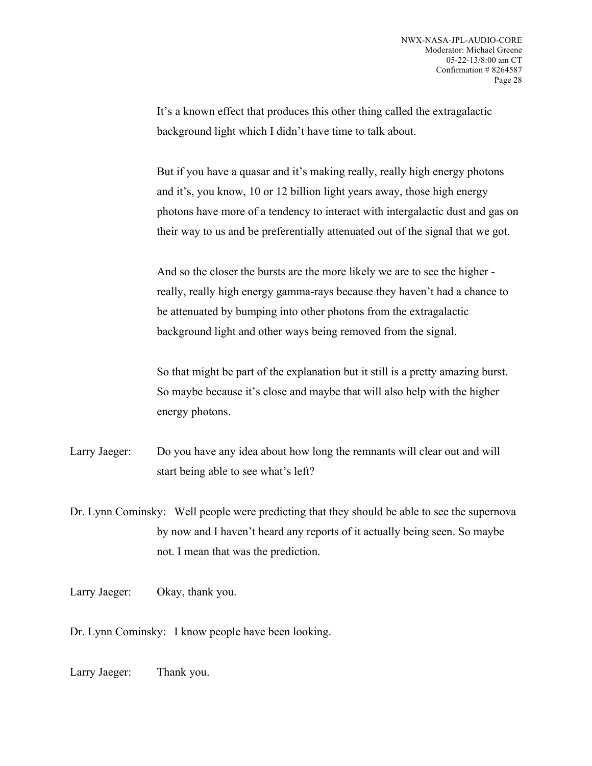It's a known effect that produces this other thing called the extragalactic background light which I didn't have time to talk about.

But if you have a quasar and it's making really, really high energy photons and it's, you know, 10 or 12 billion light years away, those high energy photons have more of a tendency to interact with intergalactic dust and gas on their way to us and be preferentially attenuated out of the signal that we got.

And so the closer the bursts are the more likely we are to see the higher - really, really high energy gamma-rays because they haven't had a chance to be attenuated by bumping into other photons from the extragalactic background light and other ways being removed from the signal.

So that might be part of the explanation but it still is a pretty amazing burst. So maybe because it's close and maybe that will also help with the higher energy photons.

Larry Jaeger: Do you have any idea about how long the remnants will clear out and will start being able to see what's left?

Dr. Lynn Cominsky: Well people were predicting that they should be able to see the supernova by now and I haven't heard any reports of it actually being seen. So maybe not. I mean that was the prediction.

Larry Jaeger: Okay, thank you.

Dr. Lynn Cominsky: I know people have been looking.

Larry Jaeger: Thank you.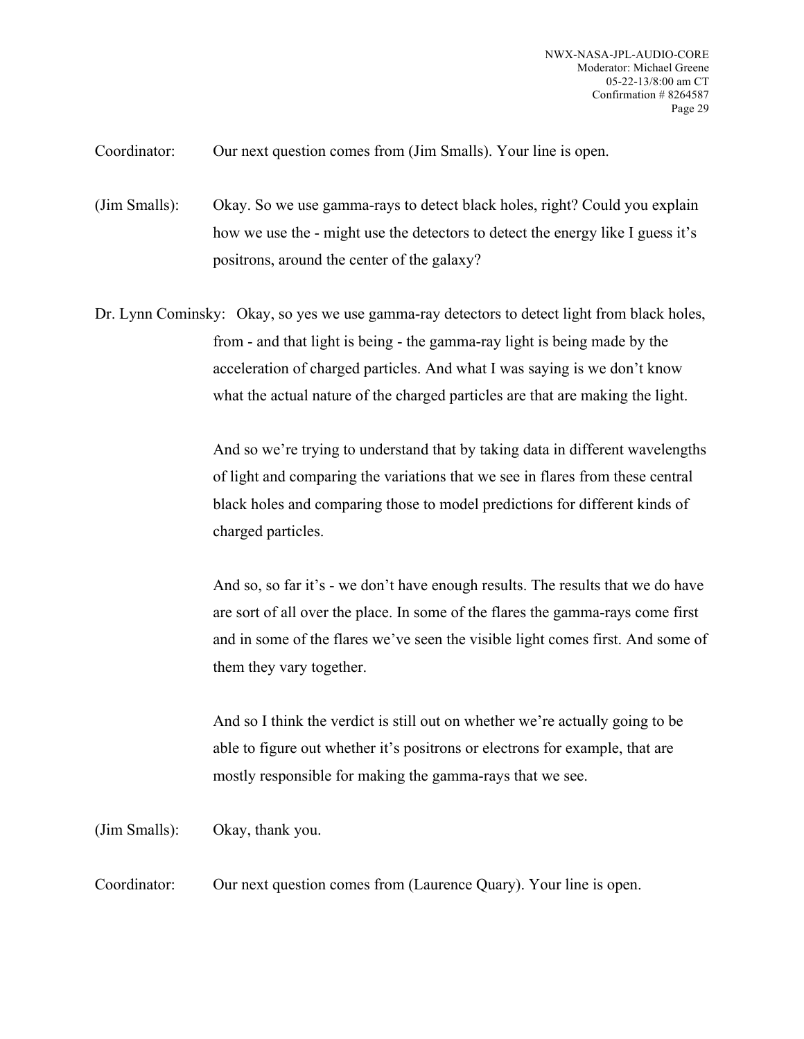Coordinator: Our next question comes from (Jim Smalls). Your line is open.

(Jim Smalls): Okay. So we use gamma-rays to detect black holes, right? Could you explain how we use the - might use the detectors to detect the energy like I guess it's positrons, around the center of the galaxy?

Dr. Lynn Cominsky: Okay, so yes we use gamma-ray detectors to detect light from black holes, from - and that light is being - the gamma-ray light is being made by the acceleration of charged particles. And what I was saying is we don't know what the actual nature of the charged particles are that are making the light.

And so we're trying to understand that by taking data in different wavelengths of light and comparing the variations that we see in flares from these central black holes and comparing those to model predictions for different kinds of charged particles.

And so, so far it's - we don't have enough results. The results that we do have are sort of all over the place. In some of the flares the gamma-rays come first and in some of the flares we've seen the visible light comes first. And some of them they vary together.

And so I think the verdict is still out on whether we're actually going to be able to figure out whether it's positrons or electrons for example, that are mostly responsible for making the gamma-rays that we see.

(Jim Smalls): Okay, thank you.

Coordinator: Our next question comes from (Laurence Quary). Your line is open.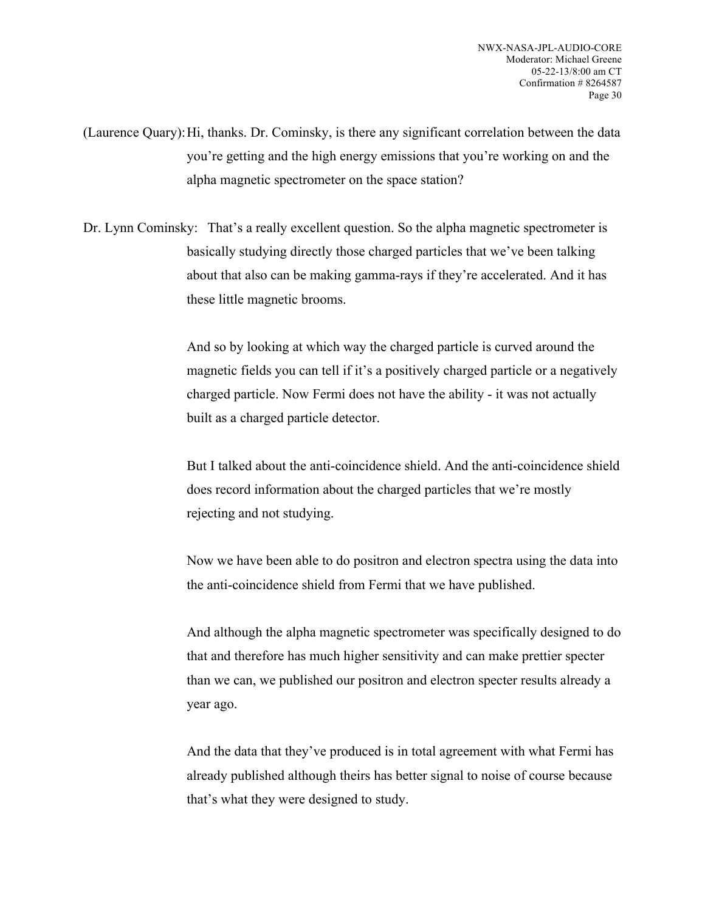(Laurence Quary): Hi, thanks. Dr. Cominsky, is there any significant correlation between the data you're getting and the high energy emissions that you're working on and the alpha magnetic spectrometer on the space station?

Dr. Lynn Cominsky: That's a really excellent question. So the alpha magnetic spectrometer is basically studying directly those charged particles that we've been talking about that also can be making gamma-rays if they're accelerated. And it has these little magnetic brooms.

And so by looking at which way the charged particle is curved around the magnetic fields you can tell if it's a positively charged particle or a negatively charged particle. Now Fermi does not have the ability - it was not actually built as a charged particle detector.

But I talked about the anti-coincidence shield. And the anti-coincidence shield does record information about the charged particles that we're mostly rejecting and not studying.

Now we have been able to do positron and electron spectra using the data into the anti-coincidence shield from Fermi that we have published.

And although the alpha magnetic spectrometer was specifically designed to do that and therefore has much higher sensitivity and can make prettier specter than we can, we published our positron and electron specter results already a year ago.

And the data that they've produced is in total agreement with what Fermi has already published although theirs has better signal to noise of course because that's what they were designed to study.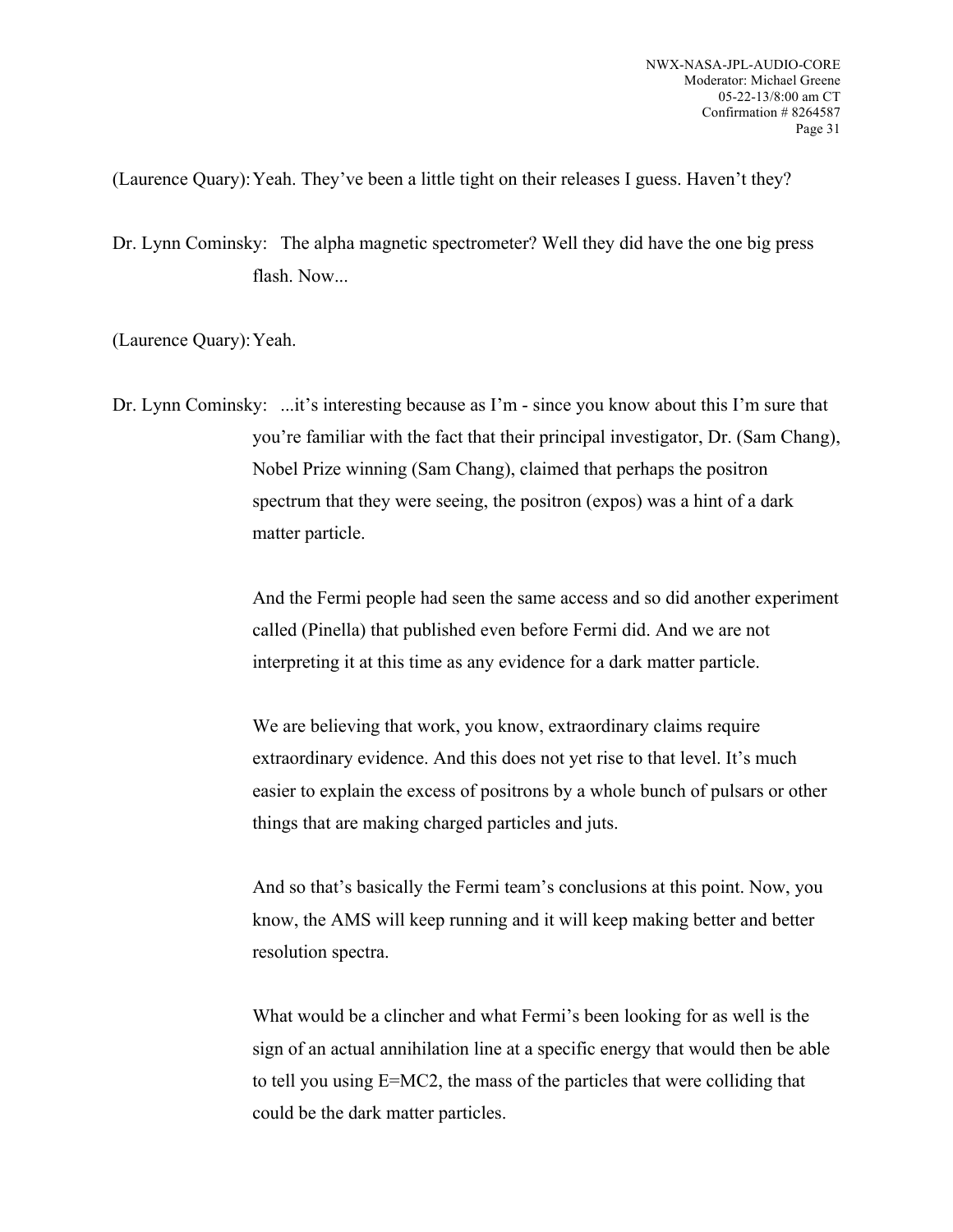(Laurence Quary): Yeah. They've been a little tight on their releases I guess. Haven't they?

Dr. Lynn Cominsky: The alpha magnetic spectrometer? Well they did have the one big press flash. Now...

(Laurence Quary): Yeah.

Dr. Lynn Cominsky: ...it's interesting because as I'm - since you know about this I'm sure that you're familiar with the fact that their principal investigator, Dr. (Sam Chang), Nobel Prize winning (Sam Chang), claimed that perhaps the positron spectrum that they were seeing, the positron (expos) was a hint of a dark matter particle.

And the Fermi people had seen the same access and so did another experiment called (Pinella) that published even before Fermi did. And we are not interpreting it at this time as any evidence for a dark matter particle.

We are believing that work, you know, extraordinary claims require extraordinary evidence. And this does not yet rise to that level. It's much easier to explain the excess of positrons by a whole bunch of pulsars or other things that are making charged particles and juts.

And so that's basically the Fermi team's conclusions at this point. Now, you know, the AMS will keep running and it will keep making better and better resolution spectra.

What would be a clincher and what Fermi's been looking for as well is the sign of an actual annihilation line at a specific energy that would then be able to tell you using E=MC2, the mass of the particles that were colliding that could be the dark matter particles.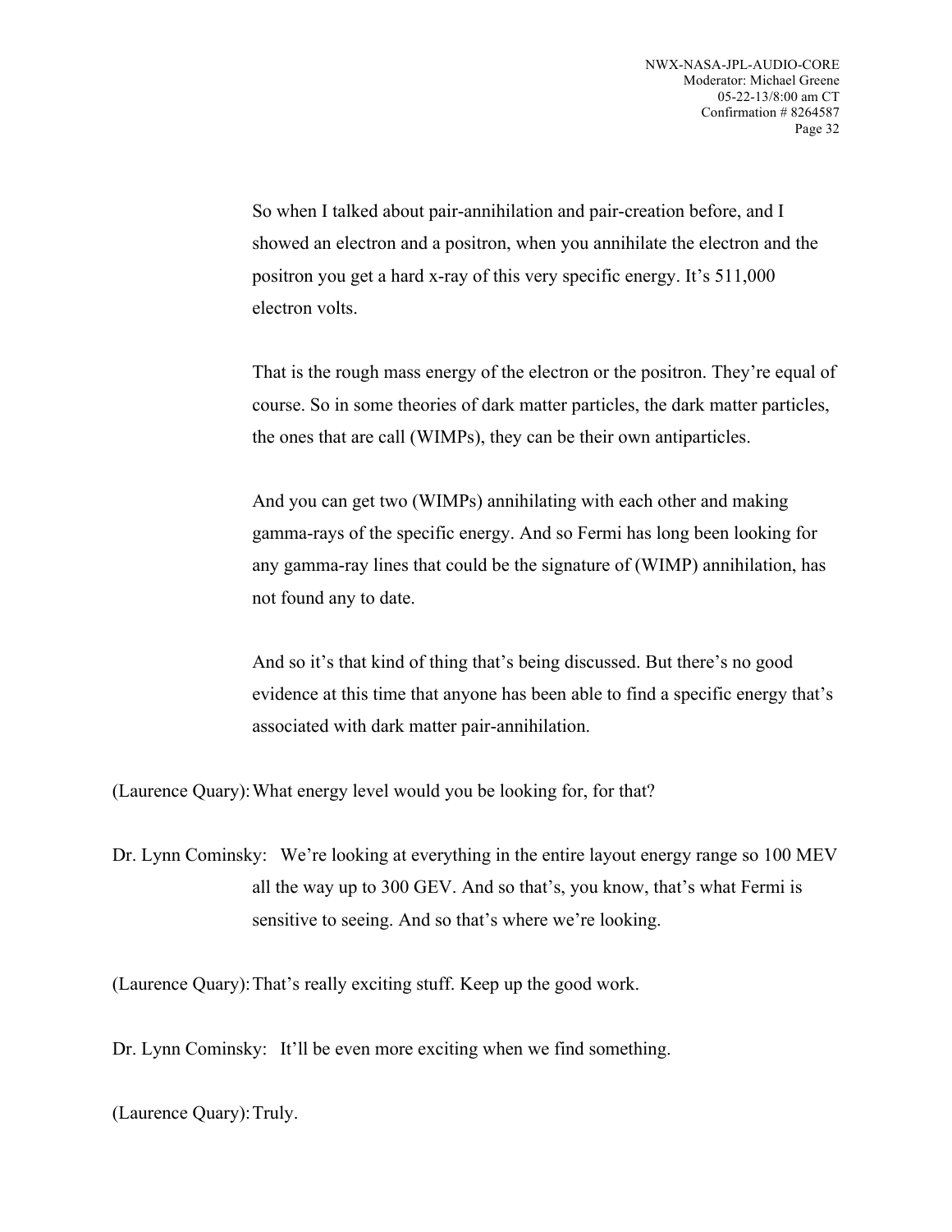So when I talked about pair-annihilation and pair-creation before, and I showed an electron and a positron, when you annihilate the electron and the positron you get a hard x-ray of this very specific energy. It's 511,000 electron volts.

That is the rough mass energy of the electron or the positron. They're equal of course. So in some theories of dark matter particles, the dark matter particles, the ones that are call (WIMPs), they can be their own antiparticles.

And you can get two (WIMPs) annihilating with each other and making gamma-rays of the specific energy. And so Fermi has long been looking for any gamma-ray lines that could be the signature of (WIMP) annihilation, has not found any to date.

And so it's that kind of thing that's being discussed. But there's no good evidence at this time that anyone has been able to find a specific energy that's associated with dark matter pair-annihilation.

(Laurence Quary): What energy level would you be looking for, for that?

Dr. Lynn Cominsky: We're looking at everything in the entire layout energy range so 100 MEV all the way up to 300 GEV. And so that's, you know, that's what Fermi is sensitive to seeing. And so that's where we're looking.

(Laurence Quary): That's really exciting stuff. Keep up the good work.

Dr. Lynn Cominsky: It'll be even more exciting when we find something.

(Laurence Quary): Truly.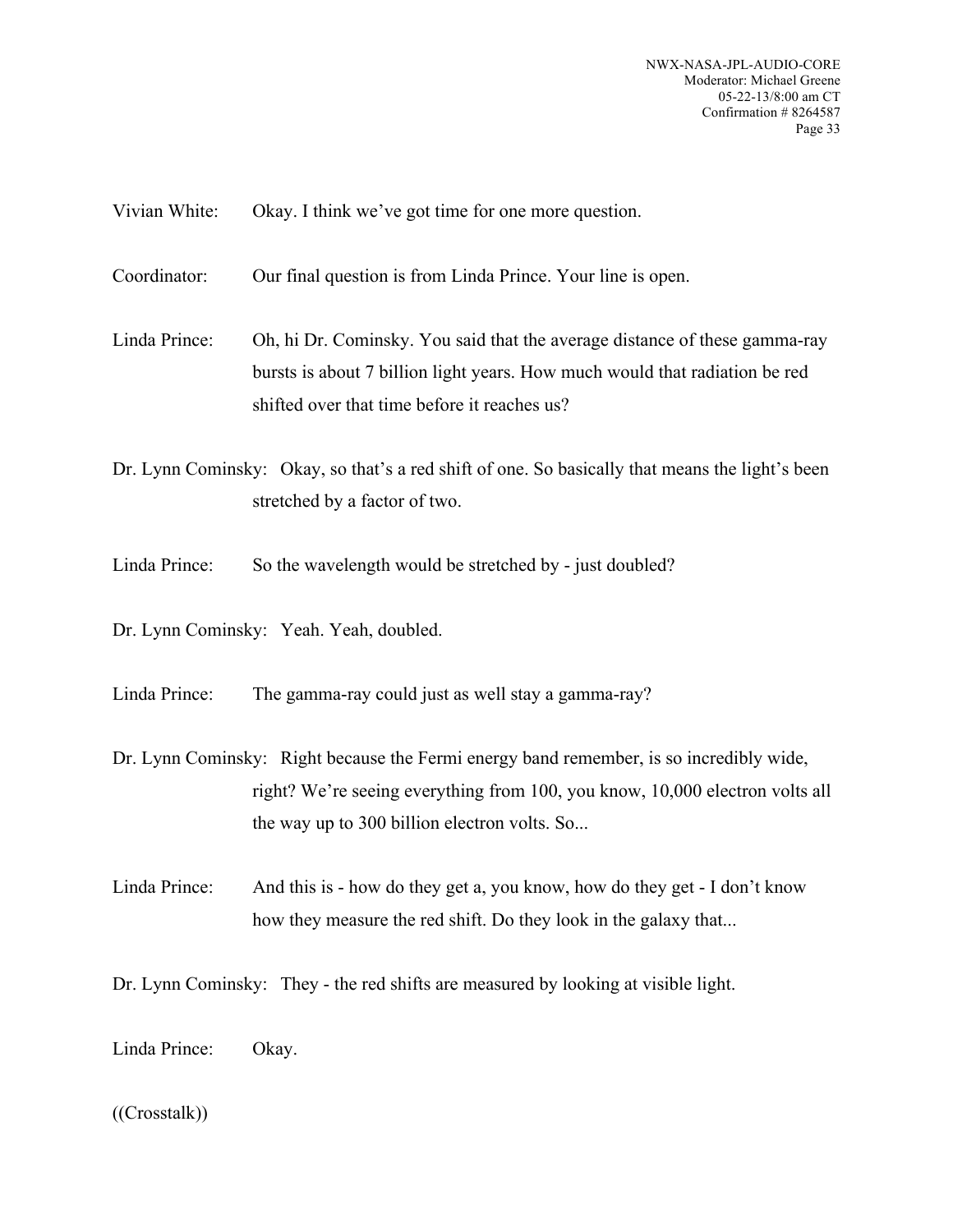Vivian White: Okay. I think we've got time for one more question.

Coordinator: Our final question is from Linda Prince. Your line is open.

Linda Prince: Oh, hi Dr. Cominsky. You said that the average distance of these gamma-ray bursts is about 7 billion light years. How much would that radiation be red shifted over that time before it reaches us?

Dr. Lynn Cominsky: Okay, so that's a red shift of one. So basically that means the light's been stretched by a factor of two.

Linda Prince: So the wavelength would be stretched by - just doubled?

Dr. Lynn Cominsky: Yeah. Yeah, doubled.

Linda Prince: The gamma-ray could just as well stay a gamma-ray?

Dr. Lynn Cominsky: Right because the Fermi energy band remember, is so incredibly wide, right? We're seeing everything from 100, you know, 10,000 electron volts all the way up to 300 billion electron volts. So...

Linda Prince: And this is - how do they get a, you know, how do they get - I don't know how they measure the red shift. Do they look in the galaxy that...

Dr. Lynn Cominsky: They - the red shifts are measured by looking at visible light.

Linda Prince: Okay.

((Crosstalk))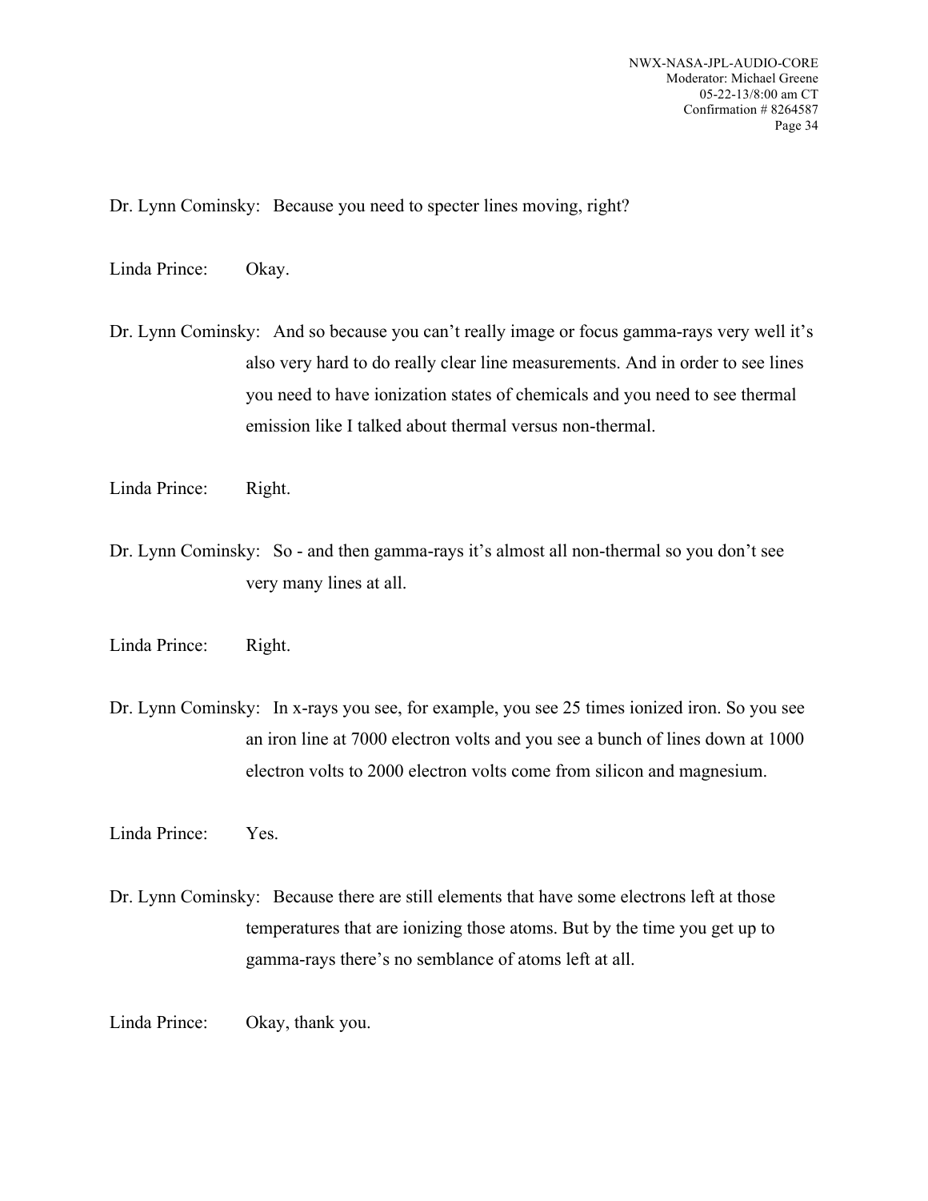Dr. Lynn Cominsky: Because you need to specter lines moving, right?

Linda Prince: Okay.

Dr. Lynn Cominsky: And so because you can't really image or focus gamma-rays very well it's also very hard to do really clear line measurements. And in order to see lines you need to have ionization states of chemicals and you need to see thermal emission like I talked about thermal versus non-thermal.

Linda Prince: Right.

Dr. Lynn Cominsky: So - and then gamma-rays it's almost all non-thermal so you don't see very many lines at all.

Linda Prince: Right.

Dr. Lynn Cominsky: In x-rays you see, for example, you see 25 times ionized iron. So you see an iron line at 7000 electron volts and you see a bunch of lines down at 1000 electron volts to 2000 electron volts come from silicon and magnesium.

Linda Prince: Yes.

Dr. Lynn Cominsky: Because there are still elements that have some electrons left at those temperatures that are ionizing those atoms. But by the time you get up to gamma-rays there's no semblance of atoms left at all.

Linda Prince: Okay, thank you.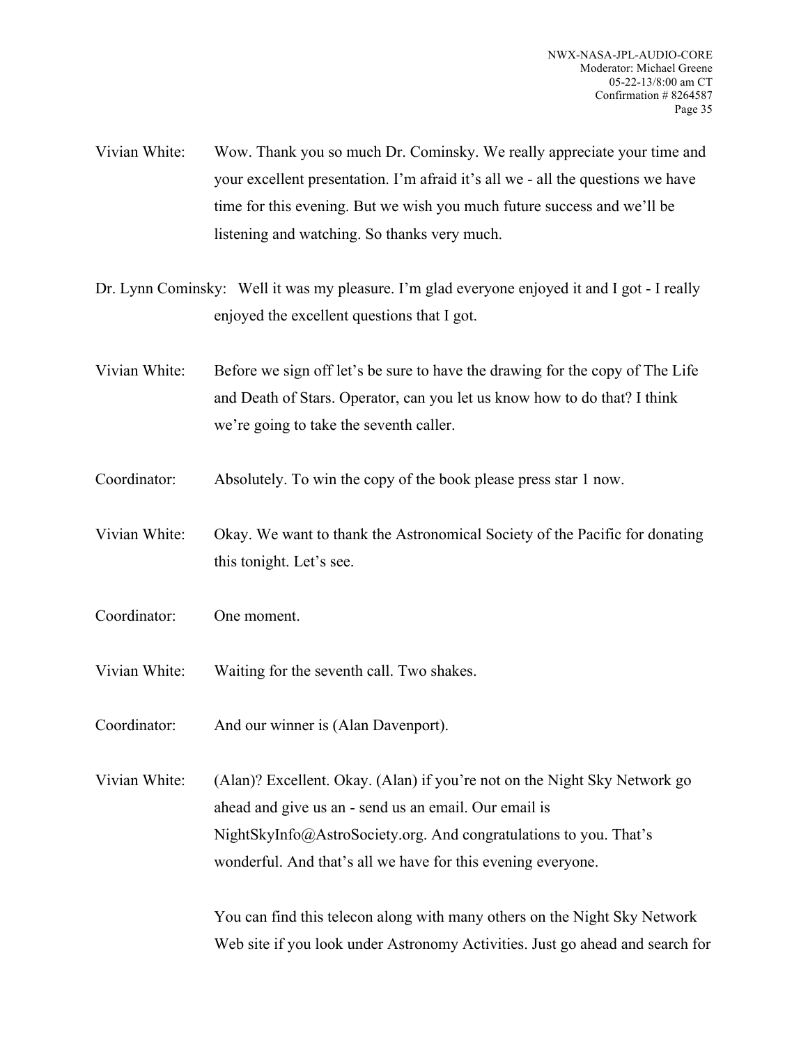Vivian White: Wow. Thank you so much Dr. Cominsky. We really appreciate your time and your excellent presentation. I'm afraid it's all we - all the questions we have time for this evening. But we wish you much future success and we'll be listening and watching. So thanks very much.

Dr. Lynn Cominsky: Well it was my pleasure. I'm glad everyone enjoyed it and I got - I really enjoyed the excellent questions that I got.

Vivian White: Before we sign off let's be sure to have the drawing for the copy of The Life and Death of Stars. Operator, can you let us know how to do that? I think we're going to take the seventh caller.

Coordinator: Absolutely. To win the copy of the book please press star 1 now.

Vivian White: Okay. We want to thank the Astronomical Society of the Pacific for donating this tonight. Let's see.

Coordinator: One moment.

Vivian White: Waiting for the seventh call. Two shakes.

Coordinator: And our winner is (Alan Davenport).

Vivian White: (Alan)? Excellent. Okay. (Alan) if you're not on the Night Sky Network go ahead and give us an - send us an email. Our email is NightSkyInfo@AstroSociety.org. And congratulations to you. That's wonderful. And that's all we have for this evening everyone.

You can find this telecon along with many others on the Night Sky Network Web site if you look under Astronomy Activities. Just go ahead and search for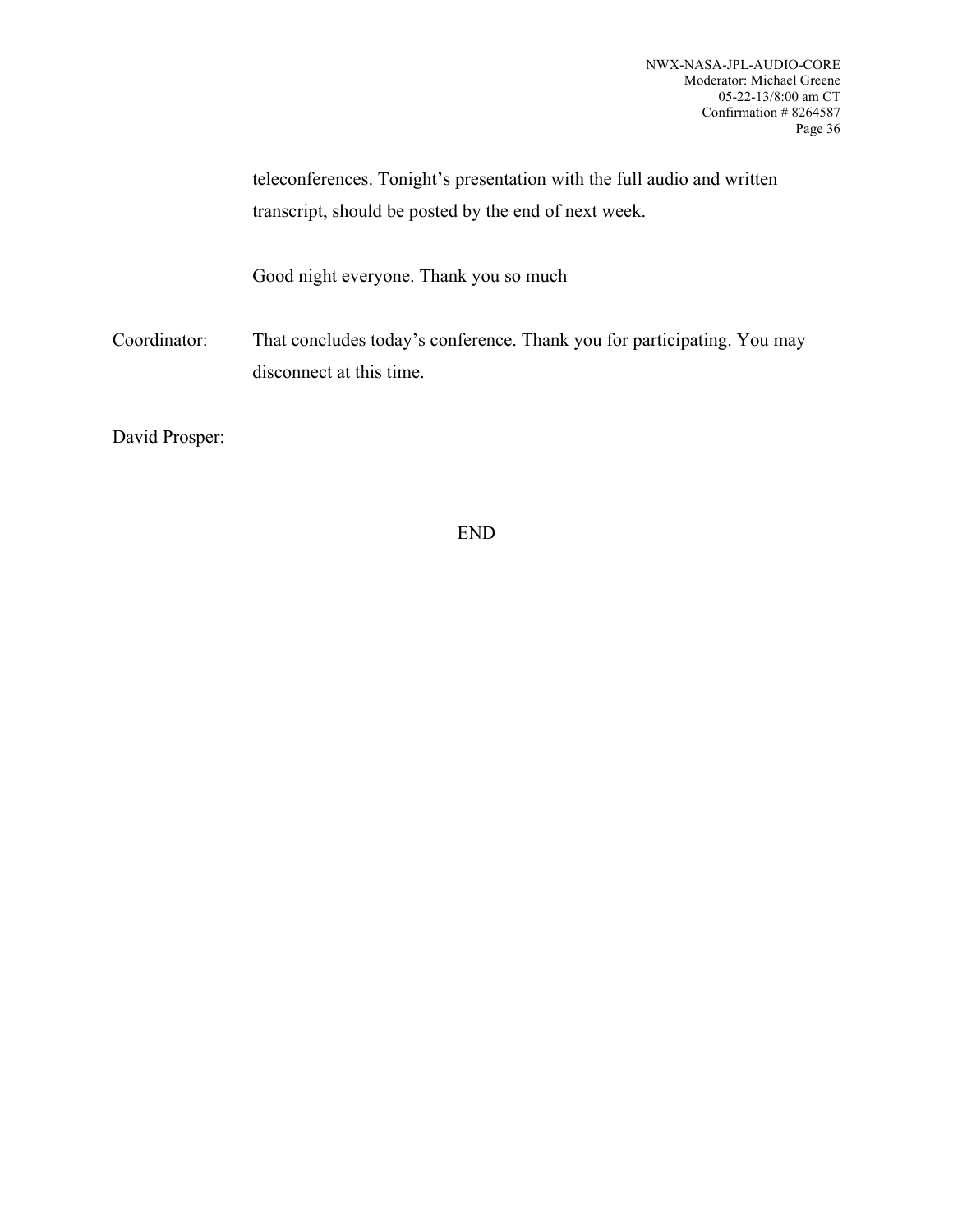teleconferences. Tonight's presentation with the full audio and written transcript, should be posted by the end of next week.

Good night everyone. Thank you so much

Coordinator: That concludes today's conference. Thank you for participating. You may disconnect at this time.

David Prosper:

END